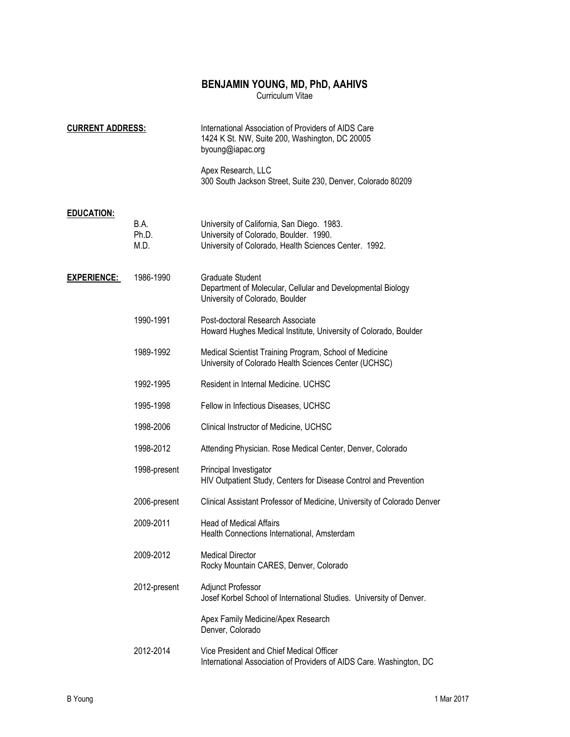# BENJAMIN YOUNG, MD, PhD, AAHIVS

Curriculum Vitae

**CURRENT ADDRESS:**

International Association of Providers of AIDS Care
1424 K St. NW, Suite 200, Washington, DC 20005
byoung@iapac.org

Apex Research, LLC
300 South Jackson Street, Suite 230, Denver, Colorado 80209

**EDUCATION:**

| | |
|---|---|
| B.A. | University of California, San Diego. 1983. |
| Ph.D. | University of Colorado, Boulder. 1990. |
| M.D. | University of Colorado, Health Sciences Center. 1992. |

**EXPERIENCE:**

| | |
|---|---|
| 1986-1990 | Graduate Student<br>Department of Molecular, Cellular and Developmental Biology<br>University of Colorado, Boulder |
| 1990-1991 | Post-doctoral Research Associate<br>Howard Hughes Medical Institute, University of Colorado, Boulder |
| 1989-1992 | Medical Scientist Training Program, School of Medicine<br>University of Colorado Health Sciences Center (UCHSC) |
| 1992-1995 | Resident in Internal Medicine. UCHSC |
| 1995-1998 | Fellow in Infectious Diseases, UCHSC |
| 1998-2006 | Clinical Instructor of Medicine, UCHSC |
| 1998-2012 | Attending Physician. Rose Medical Center, Denver, Colorado |
| 1998-present | Principal Investigator<br>HIV Outpatient Study, Centers for Disease Control and Prevention |
| 2006-present | Clinical Assistant Professor of Medicine, University of Colorado Denver |
| 2009-2011 | Head of Medical Affairs<br>Health Connections International, Amsterdam |
| 2009-2012 | Medical Director<br>Rocky Mountain CARES, Denver, Colorado |
| 2012-present | Adjunct Professor<br>Josef Korbel School of International Studies. University of Denver.<br><br>Apex Family Medicine/Apex Research<br>Denver, Colorado |
| 2012-2014 | Vice President and Chief Medical Officer<br>International Association of Providers of AIDS Care. Washington, DC |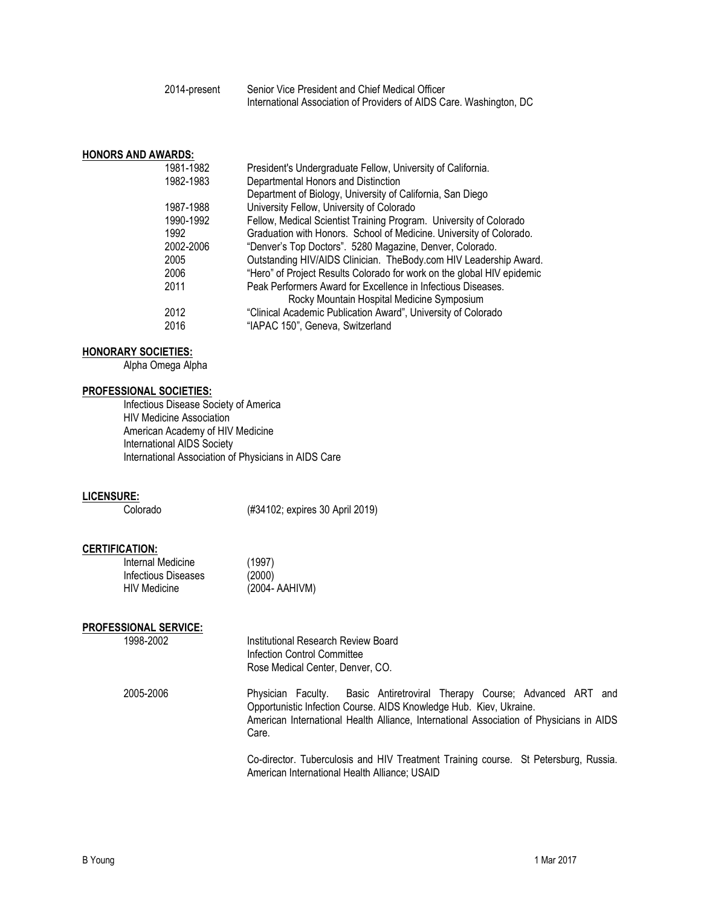| | |
|---|---|
| 2014-present | Senior Vice President and Chief Medical Officer<br>International Association of Providers of AIDS Care. Washington, DC |

## HONORS AND AWARDS:

| | |
|---|---|
| 1981-1982 | President's Undergraduate Fellow, University of California. |
| 1982-1983 | Departmental Honors and Distinction<br>Department of Biology, University of California, San Diego |
| 1987-1988 | University Fellow, University of Colorado |
| 1990-1992 | Fellow, Medical Scientist Training Program. University of Colorado |
| 1992 | Graduation with Honors. School of Medicine. University of Colorado. |
| 2002-2006 | "Denver's Top Doctors". 5280 Magazine, Denver, Colorado. |
| 2005 | Outstanding HIV/AIDS Clinician. TheBody.com HIV Leadership Award. |
| 2006 | "Hero" of Project Results Colorado for work on the global HIV epidemic |
| 2011 | Peak Performers Award for Excellence in Infectious Diseases.<br>Rocky Mountain Hospital Medicine Symposium |
| 2012 | "Clinical Academic Publication Award", University of Colorado |
| 2016 | "IAPAC 150", Geneva, Switzerland |

## HONORARY SOCIETIES:

Alpha Omega Alpha

## PROFESSIONAL SOCIETIES:

Infectious Disease Society of America
HIV Medicine Association
American Academy of HIV Medicine
International AIDS Society
International Association of Physicians in AIDS Care

## LICENSURE:

| | |
|---|---|
| Colorado | (#34102; expires 30 April 2019) |

## CERTIFICATION:

| | |
|---|---|
| Internal Medicine | (1997) |
| Infectious Diseases | (2000) |
| HIV Medicine | (2004- AAHIVM) |

## PROFESSIONAL SERVICE:

| | |
|---|---|
| 1998-2002 | Institutional Research Review Board<br>Infection Control Committee<br>Rose Medical Center, Denver, CO. |
| 2005-2006 | Physician Faculty. Basic Antiretroviral Therapy Course; Advanced ART and Opportunistic Infection Course. AIDS Knowledge Hub. Kiev, Ukraine.<br>American International Health Alliance, International Association of Physicians in AIDS Care.<br><br>Co-director. Tuberculosis and HIV Treatment Training course. St Petersburg, Russia. American International Health Alliance; USAID |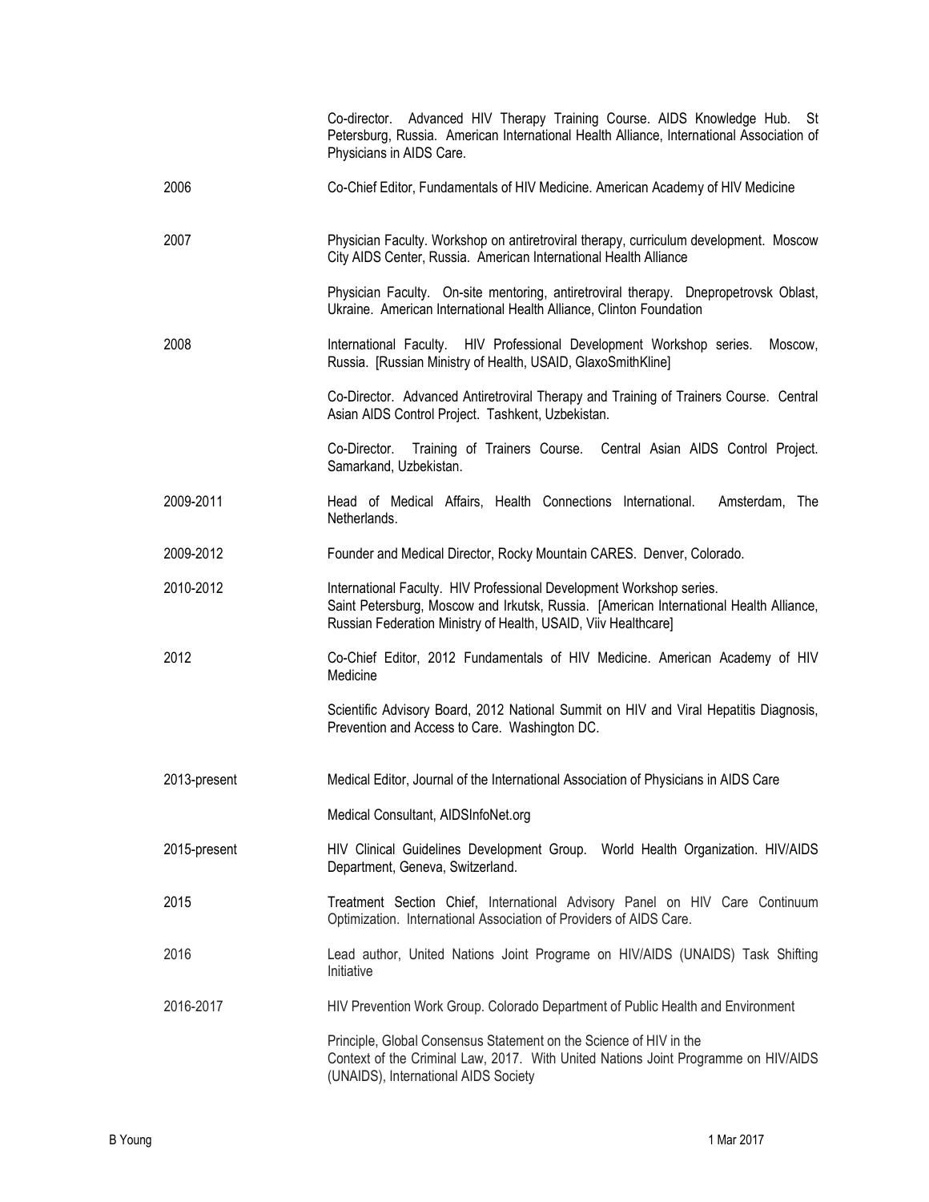| | |
|---|---|
| | Co-director. Advanced HIV Therapy Training Course. AIDS Knowledge Hub. St Petersburg, Russia. American International Health Alliance, International Association of Physicians in AIDS Care. |
| 2006 | Co-Chief Editor, Fundamentals of HIV Medicine. American Academy of HIV Medicine |
| 2007 | Physician Faculty. Workshop on antiretroviral therapy, curriculum development. Moscow City AIDS Center, Russia. American International Health Alliance |
| | Physician Faculty. On-site mentoring, antiretroviral therapy. Dnepropetrovsk Oblast, Ukraine. American International Health Alliance, Clinton Foundation |
| 2008 | International Faculty. HIV Professional Development Workshop series. Moscow, Russia. [Russian Ministry of Health, USAID, GlaxoSmithKline] |
| | Co-Director. Advanced Antiretroviral Therapy and Training of Trainers Course. Central Asian AIDS Control Project. Tashkent, Uzbekistan. |
| | Co-Director. Training of Trainers Course. Central Asian AIDS Control Project. Samarkand, Uzbekistan. |
| 2009-2011 | Head of Medical Affairs, Health Connections International. Amsterdam, The Netherlands. |
| 2009-2012 | Founder and Medical Director, Rocky Mountain CARES. Denver, Colorado. |
| 2010-2012 | International Faculty. HIV Professional Development Workshop series. Saint Petersburg, Moscow and Irkutsk, Russia. [American International Health Alliance, Russian Federation Ministry of Health, USAID, Viiv Healthcare] |
| 2012 | Co-Chief Editor, 2012 Fundamentals of HIV Medicine. American Academy of HIV Medicine |
| | Scientific Advisory Board, 2012 National Summit on HIV and Viral Hepatitis Diagnosis, Prevention and Access to Care. Washington DC. |
| 2013-present | Medical Editor, Journal of the International Association of Physicians in AIDS Care |
| | Medical Consultant, AIDSInfoNet.org |
| 2015-present | HIV Clinical Guidelines Development Group. World Health Organization. HIV/AIDS Department, Geneva, Switzerland. |
| 2015 | Treatment Section Chief, International Advisory Panel on HIV Care Continuum Optimization. International Association of Providers of AIDS Care. |
| 2016 | Lead author, United Nations Joint Programe on HIV/AIDS (UNAIDS) Task Shifting Initiative |
| 2016-2017 | HIV Prevention Work Group. Colorado Department of Public Health and Environment |
| | Principle, Global Consensus Statement on the Science of HIV in the Context of the Criminal Law, 2017. With United Nations Joint Programme on HIV/AIDS (UNAIDS), International AIDS Society |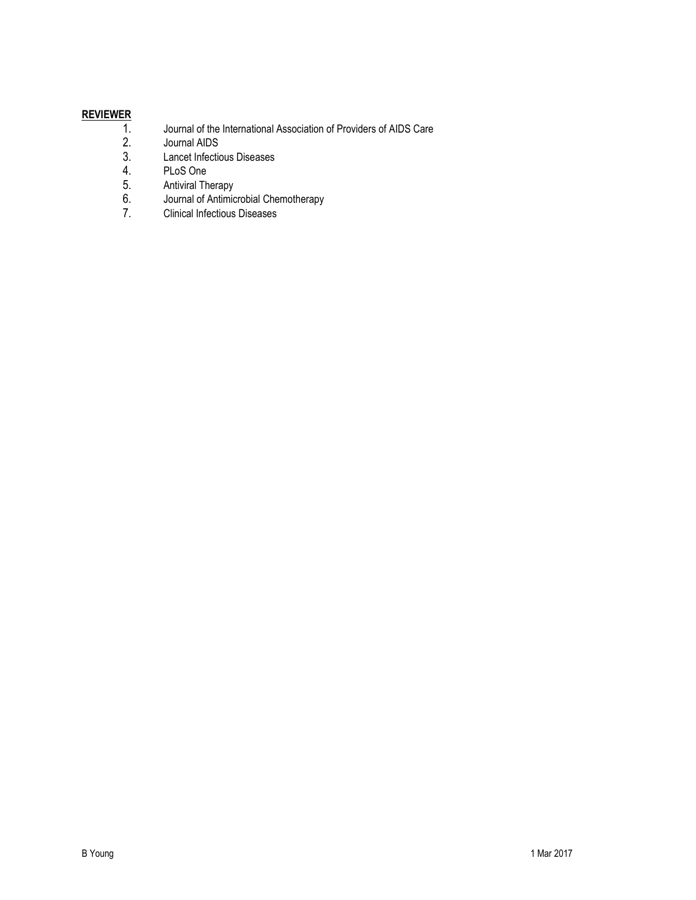**REVIEWER**

1. Journal of the International Association of Providers of AIDS Care
2. Journal AIDS
3. Lancet Infectious Diseases
4. PLoS One
5. Antiviral Therapy
6. Journal of Antimicrobial Chemotherapy
7. Clinical Infectious Diseases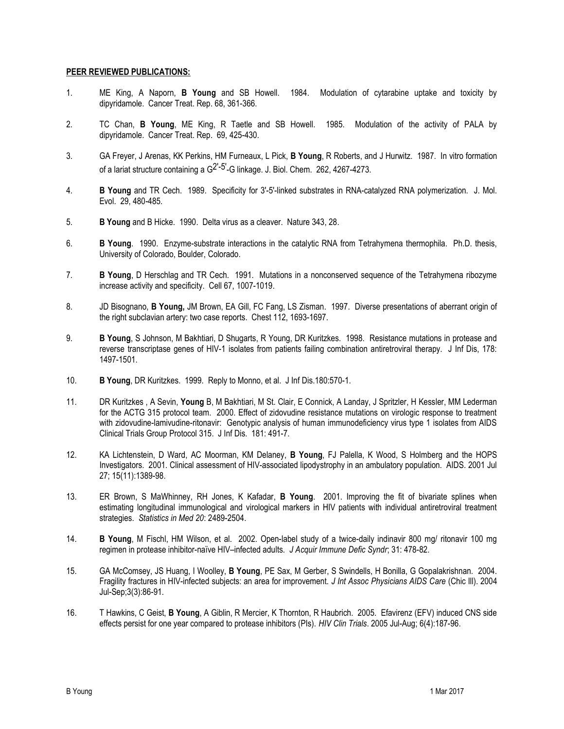**PEER REVIEWED PUBLICATIONS:**

1. ME King, A Naporn, **B Young** and SB Howell. 1984. Modulation of cytarabine uptake and toxicity by dipyridamole. Cancer Treat. Rep. 68, 361-366.

2. TC Chan, **B Young**, ME King, R Taetle and SB Howell. 1985. Modulation of the activity of PALA by dipyridamole. Cancer Treat. Rep. 69, 425-430.

3. GA Freyer, J Arenas, KK Perkins, HM Furneaux, L Pick, **B Young**, R Roberts, and J Hurwitz. 1987. In vitro formation of a lariat structure containing a $G^{2'-5'}$-G linkage. J. Biol. Chem. 262, 4267-4273.

4. **B Young** and TR Cech. 1989. Specificity for 3'-5'-linked substrates in RNA-catalyzed RNA polymerization. J. Mol. Evol. 29, 480-485.

5. **B Young** and B Hicke. 1990. Delta virus as a cleaver. Nature 343, 28.

6. **B Young**. 1990. Enzyme-substrate interactions in the catalytic RNA from Tetrahymena thermophila. Ph.D. thesis, University of Colorado, Boulder, Colorado.

7. **B Young**, D Herschlag and TR Cech. 1991. Mutations in a nonconserved sequence of the Tetrahymena ribozyme increase activity and specificity. Cell 67, 1007-1019.

8. JD Bisognano, **B Young,** JM Brown, EA Gill, FC Fang, LS Zisman. 1997. Diverse presentations of aberrant origin of the right subclavian artery: two case reports. Chest 112, 1693-1697.

9. **B Young**, S Johnson, M Bakhtiari, D Shugarts, R Young, DR Kuritzkes. 1998. Resistance mutations in protease and reverse transcriptase genes of HIV-1 isolates from patients failing combination antiretroviral therapy. J Inf Dis, 178: 1497-1501.

10. **B Young**, DR Kuritzkes. 1999. Reply to Monno, et al. J Inf Dis.180:570-1.

11. DR Kuritzkes , A Sevin, **Young** B, M Bakhtiari, M St. Clair, E Connick, A Landay, J Spritzler, H Kessler, MM Lederman for the ACTG 315 protocol team. 2000. Effect of zidovudine resistance mutations on virologic response to treatment with zidovudine-lamivudine-ritonavir: Genotypic analysis of human immunodeficiency virus type 1 isolates from AIDS Clinical Trials Group Protocol 315. J Inf Dis. 181: 491-7.

12. KA Lichtenstein, D Ward, AC Moorman, KM Delaney, **B Young**, FJ Palella, K Wood, S Holmberg and the HOPS Investigators. 2001. Clinical assessment of HIV-associated lipodystrophy in an ambulatory population. AIDS. 2001 Jul 27; 15(11):1389-98.

13. ER Brown, S MaWhinney, RH Jones, K Kafadar, **B Young**. 2001. Improving the fit of bivariate splines when estimating longitudinal immunological and virological markers in HIV patients with individual antiretroviral treatment strategies. *Statistics in Med 20*: 2489-2504.

14. **B Young**, M Fischl, HM Wilson, et al. 2002. Open-label study of a twice-daily indinavir 800 mg/ ritonavir 100 mg regimen in protease inhibitor-naïve HIV–infected adults. *J Acquir Immune Defic Syndr*; 31: 478-82.

15. GA McComsey, JS Huang, I Woolley, **B Young**, PE Sax, M Gerber, S Swindells, H Bonilla, G Gopalakrishnan. 2004. Fragility fractures in HIV-infected subjects: an area for improvement. *J Int Assoc Physicians AIDS Care* (Chic Ill). 2004 Jul-Sep;3(3):86-91.

16. T Hawkins, C Geist, **B Young**, A Giblin, R Mercier, K Thornton, R Haubrich. 2005. Efavirenz (EFV) induced CNS side effects persist for one year compared to protease inhibitors (PIs). *HIV Clin Trials*. 2005 Jul-Aug; 6(4):187-96.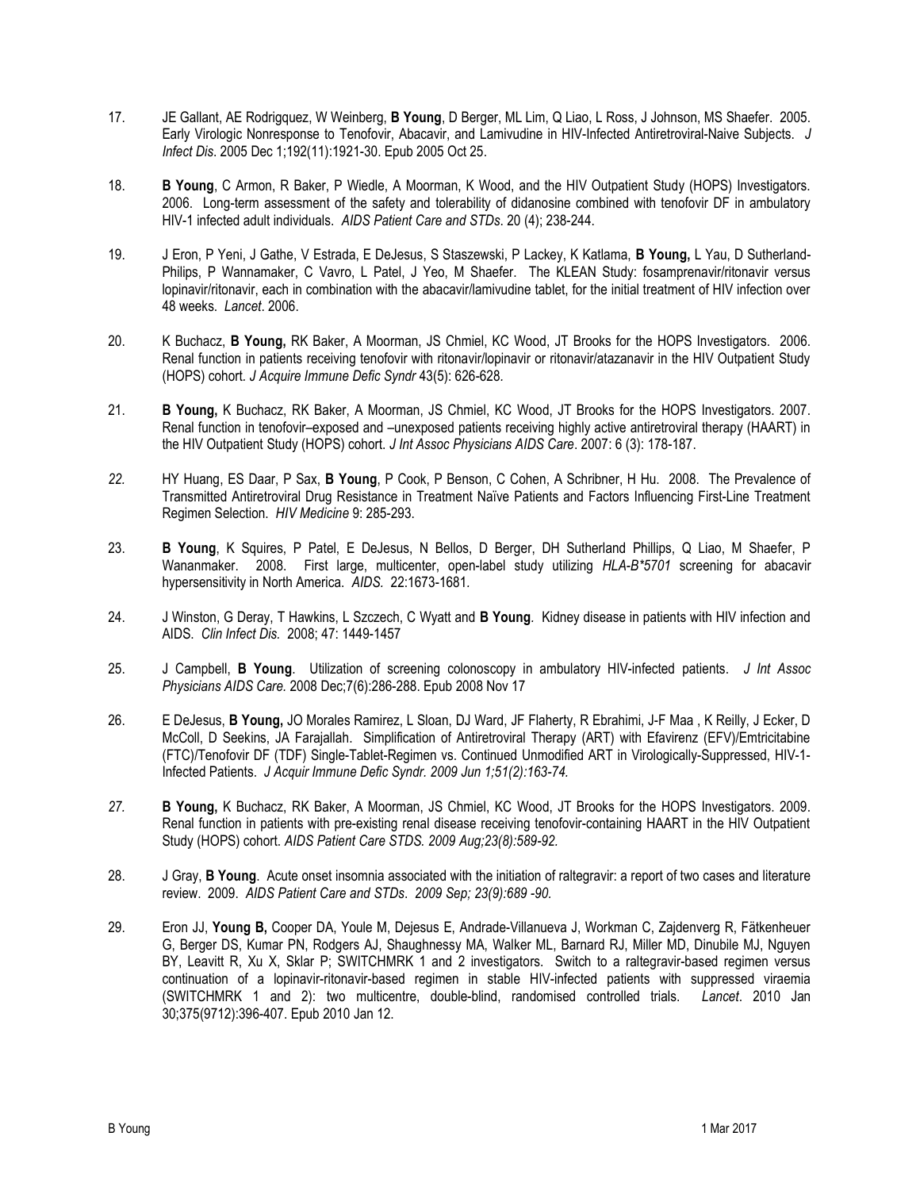17. JE Gallant, AE Rodrigquez, W Weinberg, **B Young**, D Berger, ML Lim, Q Liao, L Ross, J Johnson, MS Shaefer. 2005. Early Virologic Nonresponse to Tenofovir, Abacavir, and Lamivudine in HIV-Infected Antiretroviral-Naive Subjects. *J Infect Dis*. 2005 Dec 1;192(11):1921-30. Epub 2005 Oct 25.

18. **B Young**, C Armon, R Baker, P Wiedle, A Moorman, K Wood, and the HIV Outpatient Study (HOPS) Investigators. 2006. Long-term assessment of the safety and tolerability of didanosine combined with tenofovir DF in ambulatory HIV-1 infected adult individuals. *AIDS Patient Care and STDs*. 20 (4); 238-244.

19. J Eron, P Yeni, J Gathe, V Estrada, E DeJesus, S Staszewski, P Lackey, K Katlama, **B Young,** L Yau, D Sutherland-Philips, P Wannamaker, C Vavro, L Patel, J Yeo, M Shaefer. The KLEAN Study: fosamprenavir/ritonavir versus lopinavir/ritonavir, each in combination with the abacavir/lamivudine tablet, for the initial treatment of HIV infection over 48 weeks. *Lancet*. 2006.

20. K Buchacz, **B Young,** RK Baker, A Moorman, JS Chmiel, KC Wood, JT Brooks for the HOPS Investigators. 2006. Renal function in patients receiving tenofovir with ritonavir/lopinavir or ritonavir/atazanavir in the HIV Outpatient Study (HOPS) cohort. *J Acquire Immune Defic Syndr* 43(5): 626-628.

21. **B Young,** K Buchacz, RK Baker, A Moorman, JS Chmiel, KC Wood, JT Brooks for the HOPS Investigators. 2007. Renal function in tenofovir–exposed and –unexposed patients receiving highly active antiretroviral therapy (HAART) in the HIV Outpatient Study (HOPS) cohort. *J Int Assoc Physicians AIDS Care*. 2007: 6 (3): 178-187.

22. HY Huang, ES Daar, P Sax, **B Young**, P Cook, P Benson, C Cohen, A Schribner, H Hu. 2008. The Prevalence of Transmitted Antiretroviral Drug Resistance in Treatment Naïve Patients and Factors Influencing First-Line Treatment Regimen Selection. *HIV Medicine* 9: 285-293.

23. **B Young**, K Squires, P Patel, E DeJesus, N Bellos, D Berger, DH Sutherland Phillips, Q Liao, M Shaefer, P Wananmaker. 2008. First large, multicenter, open-label study utilizing *HLA-B*5701* screening for abacavir hypersensitivity in North America. *AIDS*. 22:1673-1681.

24. J Winston, G Deray, T Hawkins, L Szczech, C Wyatt and **B Young**. Kidney disease in patients with HIV infection and AIDS. *Clin Infect Dis.* 2008; 47: 1449-1457

25. J Campbell, **B Young**. Utilization of screening colonoscopy in ambulatory HIV-infected patients. *J Int Assoc Physicians AIDS Care.* 2008 Dec;7(6):286-288. Epub 2008 Nov 17

26. E DeJesus, **B Young,** JO Morales Ramirez, L Sloan, DJ Ward, JF Flaherty, R Ebrahimi, J-F Maa , K Reilly, J Ecker, D McColl, D Seekins, JA Farajallah. Simplification of Antiretroviral Therapy (ART) with Efavirenz (EFV)/Emtricitabine (FTC)/Tenofovir DF (TDF) Single-Tablet-Regimen vs. Continued Unmodified ART in Virologically-Suppressed, HIV-1-Infected Patients. *J Acquir Immune Defic Syndr. 2009 Jun 1;51(2):163-74.*

27. **B Young,** K Buchacz, RK Baker, A Moorman, JS Chmiel, KC Wood, JT Brooks for the HOPS Investigators. 2009. Renal function in patients with pre-existing renal disease receiving tenofovir-containing HAART in the HIV Outpatient Study (HOPS) cohort. *AIDS Patient Care STDS. 2009 Aug;23(8):589-92.*

28. J Gray, **B Young**. Acute onset insomnia associated with the initiation of raltegravir: a report of two cases and literature review. 2009. *AIDS Patient Care and STDs. 2009 Sep; 23(9):689 -90.*

29. Eron JJ, **Young B,** Cooper DA, Youle M, Dejesus E, Andrade-Villanueva J, Workman C, Zajdenverg R, Fätkenheuer G, Berger DS, Kumar PN, Rodgers AJ, Shaughnessy MA, Walker ML, Barnard RJ, Miller MD, Dinubile MJ, Nguyen BY, Leavitt R, Xu X, Sklar P; SWITCHMRK 1 and 2 investigators. Switch to a raltegravir-based regimen versus continuation of a lopinavir-ritonavir-based regimen in stable HIV-infected patients with suppressed viraemia (SWITCHMRK 1 and 2): two multicentre, double-blind, randomised controlled trials. *Lancet*. 2010 Jan 30;375(9712):396-407. Epub 2010 Jan 12.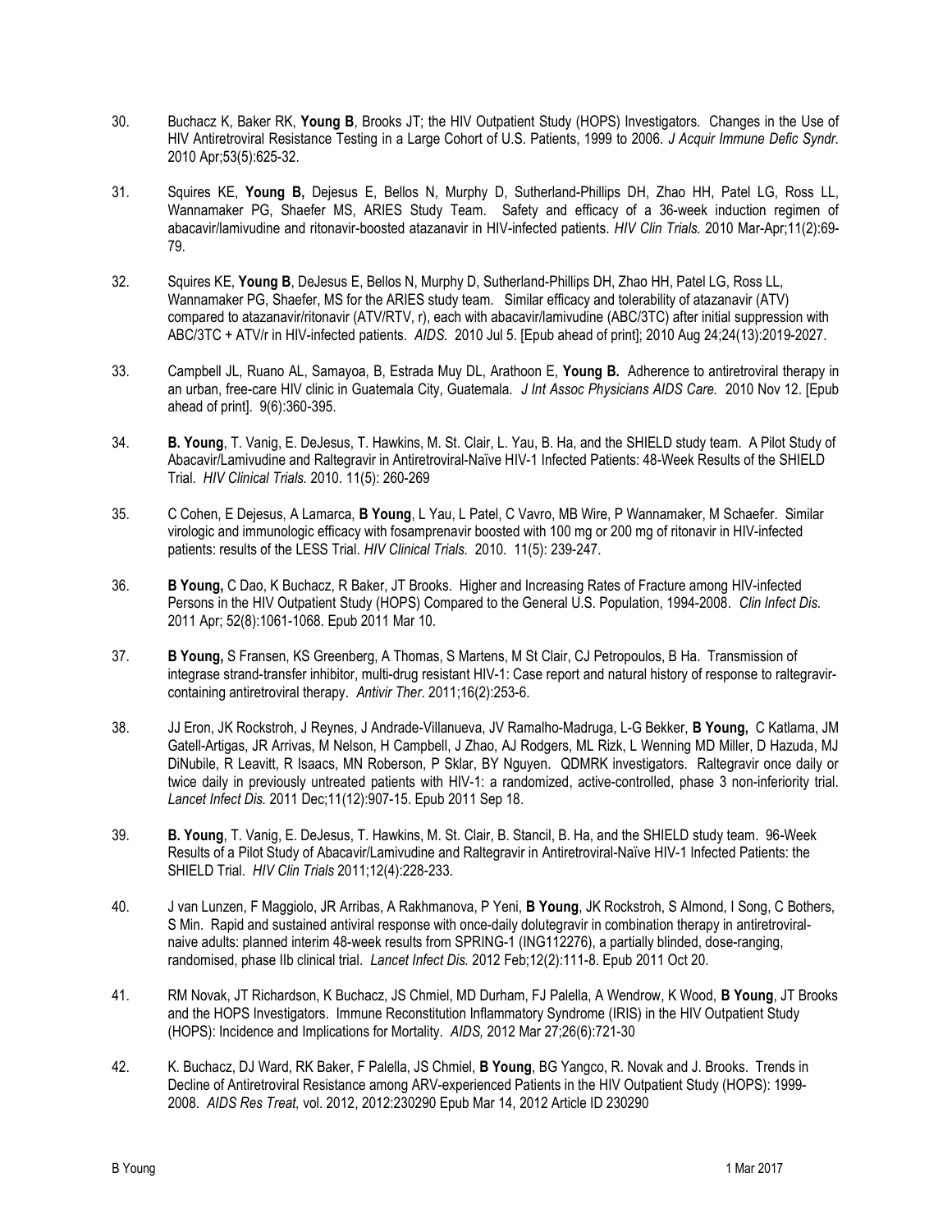30. Buchacz K, Baker RK, **Young B**, Brooks JT; the HIV Outpatient Study (HOPS) Investigators. Changes in the Use of HIV Antiretroviral Resistance Testing in a Large Cohort of U.S. Patients, 1999 to 2006. *J Acquir Immune Defic Syndr.* 2010 Apr;53(5):625-32.

31. Squires KE, **Young B,** Dejesus E, Bellos N, Murphy D, Sutherland-Phillips DH, Zhao HH, Patel LG, Ross LL, Wannamaker PG, Shaefer MS, ARIES Study Team. Safety and efficacy of a 36-week induction regimen of abacavir/lamivudine and ritonavir-boosted atazanavir in HIV-infected patients. *HIV Clin Trials.* 2010 Mar-Apr;11(2):69-79.

32. Squires KE, **Young B**, DeJesus E, Bellos N, Murphy D, Sutherland-Phillips DH, Zhao HH, Patel LG, Ross LL, Wannamaker PG, Shaefer, MS for the ARIES study team. Similar efficacy and tolerability of atazanavir (ATV) compared to atazanavir/ritonavir (ATV/RTV, r), each with abacavir/lamivudine (ABC/3TC) after initial suppression with ABC/3TC + ATV/r in HIV-infected patients. *AIDS.* 2010 Jul 5. [Epub ahead of print]; 2010 Aug 24;24(13):2019-2027.

33. Campbell JL, Ruano AL, Samayoa, B, Estrada Muy DL, Arathoon E, **Young B.** Adherence to antiretroviral therapy in an urban, free-care HIV clinic in Guatemala City, Guatemala. *J Int Assoc Physicians AIDS Care.* 2010 Nov 12. [Epub ahead of print]. 9(6):360-395.

34. **B. Young**, T. Vanig, E. DeJesus, T. Hawkins, M. St. Clair, L. Yau, B. Ha, and the SHIELD study team. A Pilot Study of Abacavir/Lamivudine and Raltegravir in Antiretroviral-Naïve HIV-1 Infected Patients: 48-Week Results of the SHIELD Trial. *HIV Clinical Trials.* 2010. 11(5): 260-269

35. C Cohen, E Dejesus, A Lamarca, **B Young**, L Yau, L Patel, C Vavro, MB Wire, P Wannamaker, M Schaefer. Similar virologic and immunologic efficacy with fosamprenavir boosted with 100 mg or 200 mg of ritonavir in HIV-infected patients: results of the LESS Trial. *HIV Clinical Trials.* 2010. 11(5): 239-247.

36. **B Young,** C Dao, K Buchacz, R Baker, JT Brooks. Higher and Increasing Rates of Fracture among HIV-infected Persons in the HIV Outpatient Study (HOPS) Compared to the General U.S. Population, 1994-2008. *Clin Infect Dis.* 2011 Apr; 52(8):1061-1068. Epub 2011 Mar 10.

37. **B Young,** S Fransen, KS Greenberg, A Thomas, S Martens, M St Clair, CJ Petropoulos, B Ha. Transmission of integrase strand-transfer inhibitor, multi-drug resistant HIV-1: Case report and natural history of response to raltegravir-containing antiretroviral therapy. *Antivir Ther*. 2011;16(2):253-6.

38. JJ Eron, JK Rockstroh, J Reynes, J Andrade-Villanueva, JV Ramalho-Madruga, L-G Bekker, **B Young,** C Katlama, JM Gatell-Artigas, JR Arrivas, M Nelson, H Campbell, J Zhao, AJ Rodgers, ML Rizk, L Wenning MD Miller, D Hazuda, MJ DiNubile, R Leavitt, R Isaacs, MN Roberson, P Sklar, BY Nguyen. QDMRK investigators. Raltegravir once daily or twice daily in previously untreated patients with HIV-1: a randomized, active-controlled, phase 3 non-inferiority trial. *Lancet Infect Dis.* 2011 Dec;11(12):907-15. Epub 2011 Sep 18.

39. **B. Young**, T. Vanig, E. DeJesus, T. Hawkins, M. St. Clair, B. Stancil, B. Ha, and the SHIELD study team. 96-Week Results of a Pilot Study of Abacavir/Lamivudine and Raltegravir in Antiretroviral-Naïve HIV-1 Infected Patients: the SHIELD Trial. *HIV Clin Trials* 2011;12(4):228-233.

40. J van Lunzen, F Maggiolo, JR Arribas, A Rakhmanova, P Yeni, **B Young**, JK Rockstroh, S Almond, I Song, C Bothers, S Min. Rapid and sustained antiviral response with once-daily dolutegravir in combination therapy in antiretroviral-naive adults: planned interim 48-week results from SPRING-1 (ING112276), a partially blinded, dose-ranging, randomised, phase IIb clinical trial. *Lancet Infect Dis.* 2012 Feb;12(2):111-8. Epub 2011 Oct 20.

41. RM Novak, JT Richardson, K Buchacz, JS Chmiel, MD Durham, FJ Palella, A Wendrow, K Wood, **B Young**, JT Brooks and the HOPS Investigators. Immune Reconstitution Inflammatory Syndrome (IRIS) in the HIV Outpatient Study (HOPS): Incidence and Implications for Mortality. *AIDS,* 2012 Mar 27;26(6):721-30

42. K. Buchacz, DJ Ward, RK Baker, F Palella, JS Chmiel, **B Young**, BG Yangco, R. Novak and J. Brooks. Trends in Decline of Antiretroviral Resistance among ARV-experienced Patients in the HIV Outpatient Study (HOPS): 1999-2008. *AIDS Res Treat,* vol. 2012, 2012:230290 Epub Mar 14, 2012 Article ID 230290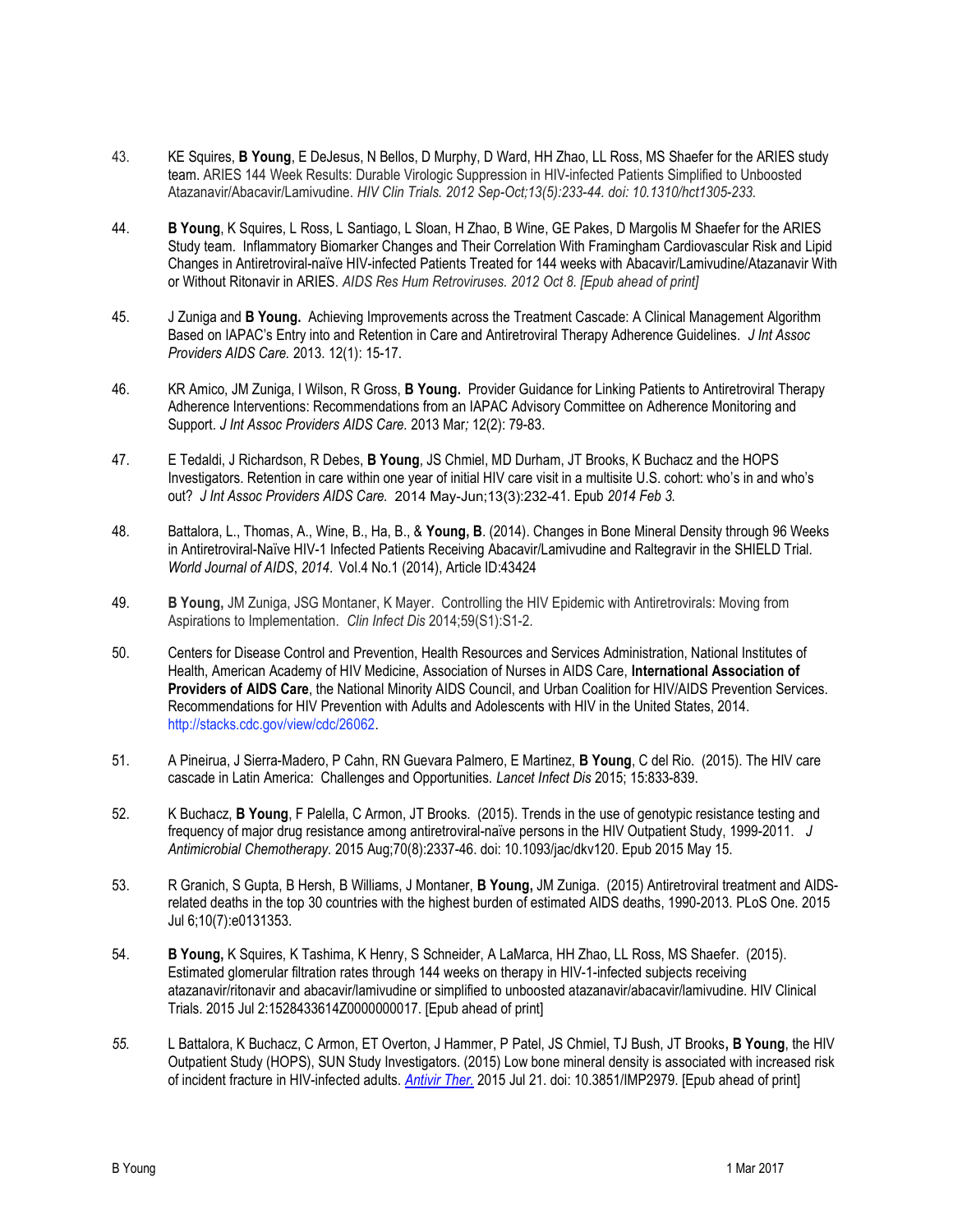43. KE Squires, **B Young**, E DeJesus, N Bellos, D Murphy, D Ward, HH Zhao, LL Ross, MS Shaefer for the ARIES study team. ARIES 144 Week Results: Durable Virologic Suppression in HIV-infected Patients Simplified to Unboosted Atazanavir/Abacavir/Lamivudine. *HIV Clin Trials. 2012 Sep-Oct;13(5):233-44. doi: 10.1310/hct1305-233.*

44. **B Young**, K Squires, L Ross, L Santiago, L Sloan, H Zhao, B Wine, GE Pakes, D Margolis M Shaefer for the ARIES Study team. Inflammatory Biomarker Changes and Their Correlation With Framingham Cardiovascular Risk and Lipid Changes in Antiretroviral-naïve HIV-infected Patients Treated for 144 weeks with Abacavir/Lamivudine/Atazanavir With or Without Ritonavir in ARIES. *AIDS Res Hum Retroviruses. 2012 Oct 8. [Epub ahead of print]*

45. J Zuniga and **B Young.** Achieving Improvements across the Treatment Cascade: A Clinical Management Algorithm Based on IAPAC's Entry into and Retention in Care and Antiretroviral Therapy Adherence Guidelines. *J Int Assoc Providers AIDS Care.* 2013. 12(1): 15-17.

46. KR Amico, JM Zuniga, I Wilson, R Gross, **B Young.** Provider Guidance for Linking Patients to Antiretroviral Therapy Adherence Interventions: Recommendations from an IAPAC Advisory Committee on Adherence Monitoring and Support. *J Int Assoc Providers AIDS Care.* 2013 Mar*;* 12(2): 79-83.

47. E Tedaldi, J Richardson, R Debes, **B Young**, JS Chmiel, MD Durham, JT Brooks, K Buchacz and the HOPS Investigators. Retention in care within one year of initial HIV care visit in a multisite U.S. cohort: who's in and who's out? *J Int Assoc Providers AIDS Care.* 2014 May-Jun;13(3):232-41. Epub *2014 Feb 3.*

48. Battalora, L., Thomas, A., Wine, B., Ha, B., & **Young, B**. (2014). Changes in Bone Mineral Density through 96 Weeks in Antiretroviral-Naïve HIV-1 Infected Patients Receiving Abacavir/Lamivudine and Raltegravir in the SHIELD Trial. *World Journal of AIDS*, *2014*. Vol.4 No.1 (2014), Article ID:43424

49. **B Young,** JM Zuniga, JSG Montaner, K Mayer. Controlling the HIV Epidemic with Antiretrovirals: Moving from Aspirations to Implementation. *Clin Infect Dis* 2014;59(S1):S1-2.

50. Centers for Disease Control and Prevention, Health Resources and Services Administration, National Institutes of Health, American Academy of HIV Medicine, Association of Nurses in AIDS Care, **International Association of Providers of AIDS Care**, the National Minority AIDS Council, and Urban Coalition for HIV/AIDS Prevention Services. Recommendations for HIV Prevention with Adults and Adolescents with HIV in the United States, 2014. http://stacks.cdc.gov/view/cdc/26062.

51. A Pineirua, J Sierra-Madero, P Cahn, RN Guevara Palmero, E Martinez, **B Young**, C del Rio. (2015). The HIV care cascade in Latin America: Challenges and Opportunities. *Lancet Infect Dis* 2015; 15:833-839.

52. K Buchacz, **B Young**, F Palella, C Armon, JT Brooks. (2015). Trends in the use of genotypic resistance testing and frequency of major drug resistance among antiretroviral-naïve persons in the HIV Outpatient Study, 1999-2011. *J Antimicrobial Chemotherapy*. 2015 Aug;70(8):2337-46. doi: 10.1093/jac/dkv120. Epub 2015 May 15.

53. R Granich, S Gupta, B Hersh, B Williams, J Montaner, **B Young,** JM Zuniga. (2015) Antiretroviral treatment and AIDS-related deaths in the top 30 countries with the highest burden of estimated AIDS deaths, 1990-2013. PLoS One. 2015 Jul 6;10(7):e0131353.

54. **B Young,** K Squires, K Tashima, K Henry, S Schneider, A LaMarca, HH Zhao, LL Ross, MS Shaefer. (2015). Estimated glomerular filtration rates through 144 weeks on therapy in HIV-1-infected subjects receiving atazanavir/ritonavir and abacavir/lamivudine or simplified to unboosted atazanavir/abacavir/lamivudine. HIV Clinical Trials. 2015 Jul 2:1528433614Z0000000017. [Epub ahead of print]

*55.* L Battalora, K Buchacz, C Armon, ET Overton, J Hammer, P Patel, JS Chmiel, TJ Bush, JT Brooks**, B Young**, the HIV Outpatient Study (HOPS), SUN Study Investigators. (2015) Low bone mineral density is associated with increased risk of incident fracture in HIV-infected adults. *Antivir Ther.* 2015 Jul 21. doi: 10.3851/IMP2979. [Epub ahead of print]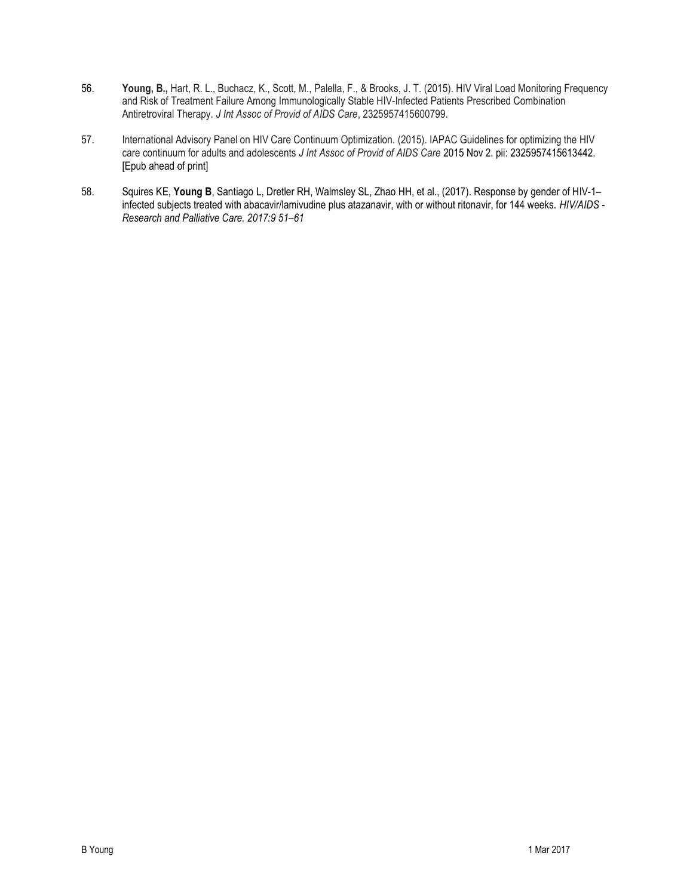56. **Young, B.,** Hart, R. L., Buchacz, K., Scott, M., Palella, F., & Brooks, J. T. (2015). HIV Viral Load Monitoring Frequency and Risk of Treatment Failure Among Immunologically Stable HIV-Infected Patients Prescribed Combination Antiretroviral Therapy. *J Int Assoc of Provid of AIDS Care*, 2325957415600799.

57. International Advisory Panel on HIV Care Continuum Optimization. (2015). IAPAC Guidelines for optimizing the HIV care continuum for adults and adolescents *J Int Assoc of Provid of AIDS Care* 2015 Nov 2. pii: 2325957415613442. [Epub ahead of print]

58. Squires KE, **Young B**, Santiago L, Dretler RH, Walmsley SL, Zhao HH, et al., (2017). Response by gender of HIV-1–infected subjects treated with abacavir/lamivudine plus atazanavir, with or without ritonavir, for 144 weeks. *HIV/AIDS - Research and Palliative Care. 2017:9 51–61*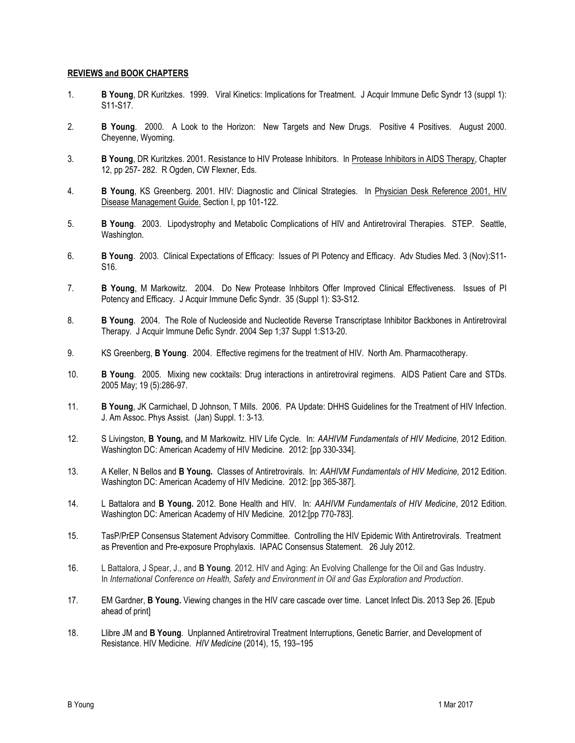**REVIEWS and BOOK CHAPTERS**

1. **B Young**, DR Kuritzkes. 1999. Viral Kinetics: Implications for Treatment. J Acquir Immune Defic Syndr 13 (suppl 1): S11-S17.

2. **B Young**. 2000. A Look to the Horizon: New Targets and New Drugs. Positive 4 Positives. August 2000. Cheyenne, Wyoming.

3. **B Young**, DR Kuritzkes. 2001. Resistance to HIV Protease Inhibitors. In Protease Inhibitors in AIDS Therapy, Chapter 12, pp 257- 282. R Ogden, CW Flexner, Eds.

4. **B Young**, KS Greenberg. 2001. HIV: Diagnostic and Clinical Strategies. In Physician Desk Reference 2001, HIV Disease Management Guide. Section I, pp 101-122.

5. **B Young**. 2003. Lipodystrophy and Metabolic Complications of HIV and Antiretroviral Therapies. STEP. Seattle, Washington.

6. **B Young**. 2003. Clinical Expectations of Efficacy: Issues of PI Potency and Efficacy. Adv Studies Med. 3 (Nov):S11-S16.

7. **B Young**, M Markowitz. 2004. Do New Protease Inhbitors Offer Improved Clinical Effectiveness. Issues of PI Potency and Efficacy. J Acquir Immune Defic Syndr. 35 (Suppl 1): S3-S12.

8. **B Young**. 2004. The Role of Nucleoside and Nucleotide Reverse Transcriptase Inhibitor Backbones in Antiretroviral Therapy. J Acquir Immune Defic Syndr. 2004 Sep 1;37 Suppl 1:S13-20.

9. KS Greenberg, **B Young**. 2004. Effective regimens for the treatment of HIV. North Am. Pharmacotherapy.

10. **B Young**. 2005. Mixing new cocktails: Drug interactions in antiretroviral regimens. AIDS Patient Care and STDs. 2005 May; 19 (5):286-97.

11. **B Young**, JK Carmichael, D Johnson, T Mills. 2006. PA Update: DHHS Guidelines for the Treatment of HIV Infection. J. Am Assoc. Phys Assist. (Jan) Suppl. 1: 3-13.

12. S Livingston, **B Young,** and M Markowitz. HIV Life Cycle. In: *AAHIVM Fundamentals of HIV Medicine,* 2012 Edition. Washington DC: American Academy of HIV Medicine. 2012: [pp 330-334].

13. A Keller, N Bellos and **B Young.** Classes of Antiretrovirals. In: *AAHIVM Fundamentals of HIV Medicine,* 2012 Edition. Washington DC: American Academy of HIV Medicine. 2012: [pp 365-387].

14. L Battalora and **B Young.** 2012. Bone Health and HIV. In: *AAHIVM Fundamentals of HIV Medicine*, 2012 Edition. Washington DC: American Academy of HIV Medicine. 2012:[pp 770-783].

15. TasP/PrEP Consensus Statement Advisory Committee. Controlling the HIV Epidemic With Antiretrovirals. Treatment as Prevention and Pre-exposure Prophylaxis. IAPAC Consensus Statement. 26 July 2012.

16. L Battalora, J Spear, J., and **B Young**. 2012. HIV and Aging: An Evolving Challenge for the Oil and Gas Industry. In *International Conference on Health, Safety and Environment in Oil and Gas Exploration and Production*.

17. EM Gardner, **B Young.** Viewing changes in the HIV care cascade over time. Lancet Infect Dis. 2013 Sep 26. [Epub ahead of print]

18. Llibre JM and **B Young**. Unplanned Antiretroviral Treatment Interruptions, Genetic Barrier, and Development of Resistance. HIV Medicine. *HIV Medicine* (2014), 15, 193–195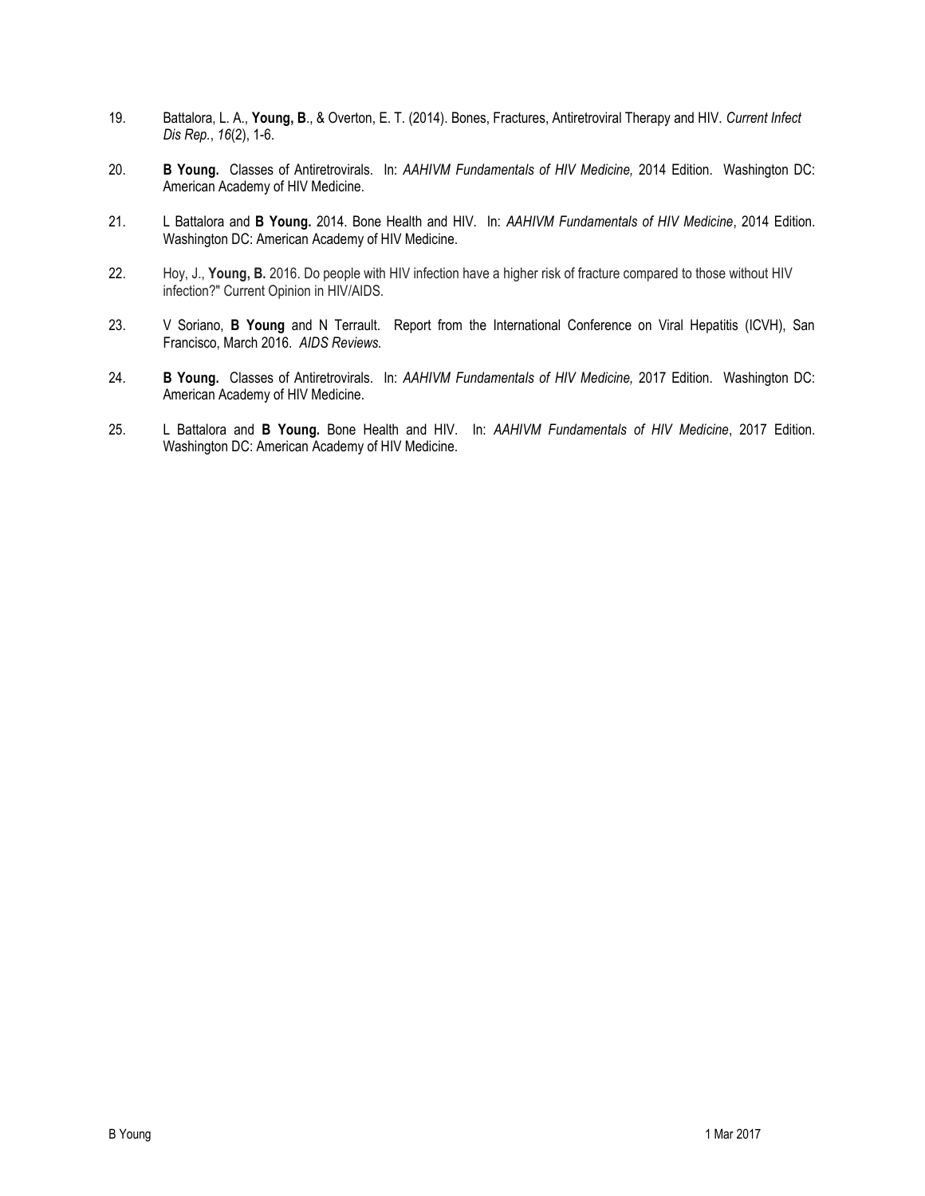19. Battalora, L. A., **Young, B**., & Overton, E. T. (2014). Bones, Fractures, Antiretroviral Therapy and HIV. *Current Infect Dis Rep.*, *16*(2), 1-6.

20. **B Young.** Classes of Antiretrovirals. In: *AAHIVM Fundamentals of HIV Medicine,* 2014 Edition. Washington DC: American Academy of HIV Medicine.

21. L Battalora and **B Young.** 2014. Bone Health and HIV. In: *AAHIVM Fundamentals of HIV Medicine*, 2014 Edition. Washington DC: American Academy of HIV Medicine.

22. Hoy, J., **Young, B.** 2016. Do people with HIV infection have a higher risk of fracture compared to those without HIV infection?" Current Opinion in HIV/AIDS.

23. V Soriano, **B Young** and N Terrault. Report from the International Conference on Viral Hepatitis (ICVH), San Francisco, March 2016. *AIDS Reviews.*

24. **B Young.** Classes of Antiretrovirals. In: *AAHIVM Fundamentals of HIV Medicine,* 2017 Edition. Washington DC: American Academy of HIV Medicine.

25. L Battalora and **B Young.** Bone Health and HIV. In: *AAHIVM Fundamentals of HIV Medicine*, 2017 Edition. Washington DC: American Academy of HIV Medicine.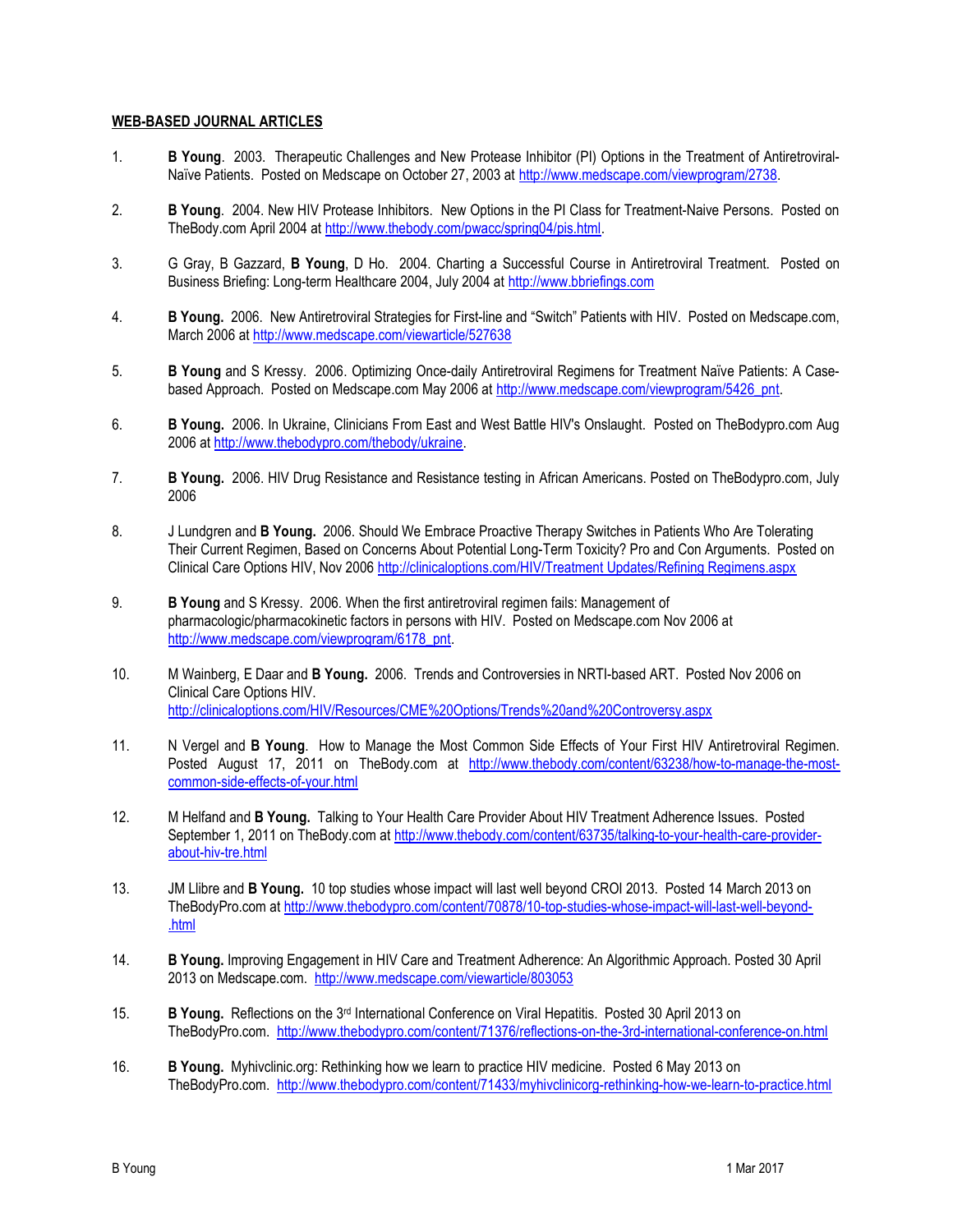**WEB-BASED JOURNAL ARTICLES**

1. **B Young**. 2003. Therapeutic Challenges and New Protease Inhibitor (PI) Options in the Treatment of Antiretroviral-Naïve Patients. Posted on Medscape on October 27, 2003 at http://www.medscape.com/viewprogram/2738.

2. **B Young**. 2004. New HIV Protease Inhibitors. New Options in the PI Class for Treatment-Naive Persons. Posted on TheBody.com April 2004 at http://www.thebody.com/pwacc/spring04/pis.html.

3. G Gray, B Gazzard, **B Young**, D Ho. 2004. Charting a Successful Course in Antiretroviral Treatment. Posted on Business Briefing: Long-term Healthcare 2004, July 2004 at http://www.bbriefings.com

4. **B Young.** 2006. New Antiretroviral Strategies for First-line and "Switch" Patients with HIV. Posted on Medscape.com, March 2006 at http://www.medscape.com/viewarticle/527638

5. **B Young** and S Kressy. 2006. Optimizing Once-daily Antiretroviral Regimens for Treatment Naïve Patients: A Case-based Approach. Posted on Medscape.com May 2006 at http://www.medscape.com/viewprogram/5426_pnt.

6. **B Young.** 2006. In Ukraine, Clinicians From East and West Battle HIV's Onslaught. Posted on TheBodypro.com Aug 2006 at http://www.thebodypro.com/thebody/ukraine.

7. **B Young.** 2006. HIV Drug Resistance and Resistance testing in African Americans. Posted on TheBodypro.com, July 2006

8. J Lundgren and **B Young.** 2006. Should We Embrace Proactive Therapy Switches in Patients Who Are Tolerating Their Current Regimen, Based on Concerns About Potential Long-Term Toxicity? Pro and Con Arguments. Posted on Clinical Care Options HIV, Nov 2006 http://clinicaloptions.com/HIV/Treatment Updates/Refining Regimens.aspx

9. **B Young** and S Kressy. 2006. When the first antiretroviral regimen fails: Management of pharmacologic/pharmacokinetic factors in persons with HIV. Posted on Medscape.com Nov 2006 at http://www.medscape.com/viewprogram/6178_pnt.

10. M Wainberg, E Daar and **B Young.** 2006. Trends and Controversies in NRTI-based ART. Posted Nov 2006 on Clinical Care Options HIV. http://clinicaloptions.com/HIV/Resources/CME%20Options/Trends%20and%20Controversy.aspx

11. N Vergel and **B Young**. How to Manage the Most Common Side Effects of Your First HIV Antiretroviral Regimen. Posted August 17, 2011 on TheBody.com at http://www.thebody.com/content/63238/how-to-manage-the-most-common-side-effects-of-your.html

12. M Helfand and **B Young.** Talking to Your Health Care Provider About HIV Treatment Adherence Issues. Posted September 1, 2011 on TheBody.com at http://www.thebody.com/content/63735/talking-to-your-health-care-provider-about-hiv-tre.html

13. JM Llibre and **B Young.** 10 top studies whose impact will last well beyond CROI 2013. Posted 14 March 2013 on TheBodyPro.com at http://www.thebodypro.com/content/70878/10-top-studies-whose-impact-will-last-well-beyond-.html

14. **B Young.** Improving Engagement in HIV Care and Treatment Adherence: An Algorithmic Approach. Posted 30 April 2013 on Medscape.com. http://www.medscape.com/viewarticle/803053

15. **B Young.** Reflections on the 3rd International Conference on Viral Hepatitis. Posted 30 April 2013 on TheBodyPro.com. http://www.thebodypro.com/content/71376/reflections-on-the-3rd-international-conference-on.html

16. **B Young.** Myhivclinic.org: Rethinking how we learn to practice HIV medicine. Posted 6 May 2013 on TheBodyPro.com. http://www.thebodypro.com/content/71433/myhivclinicorg-rethinking-how-we-learn-to-practice.html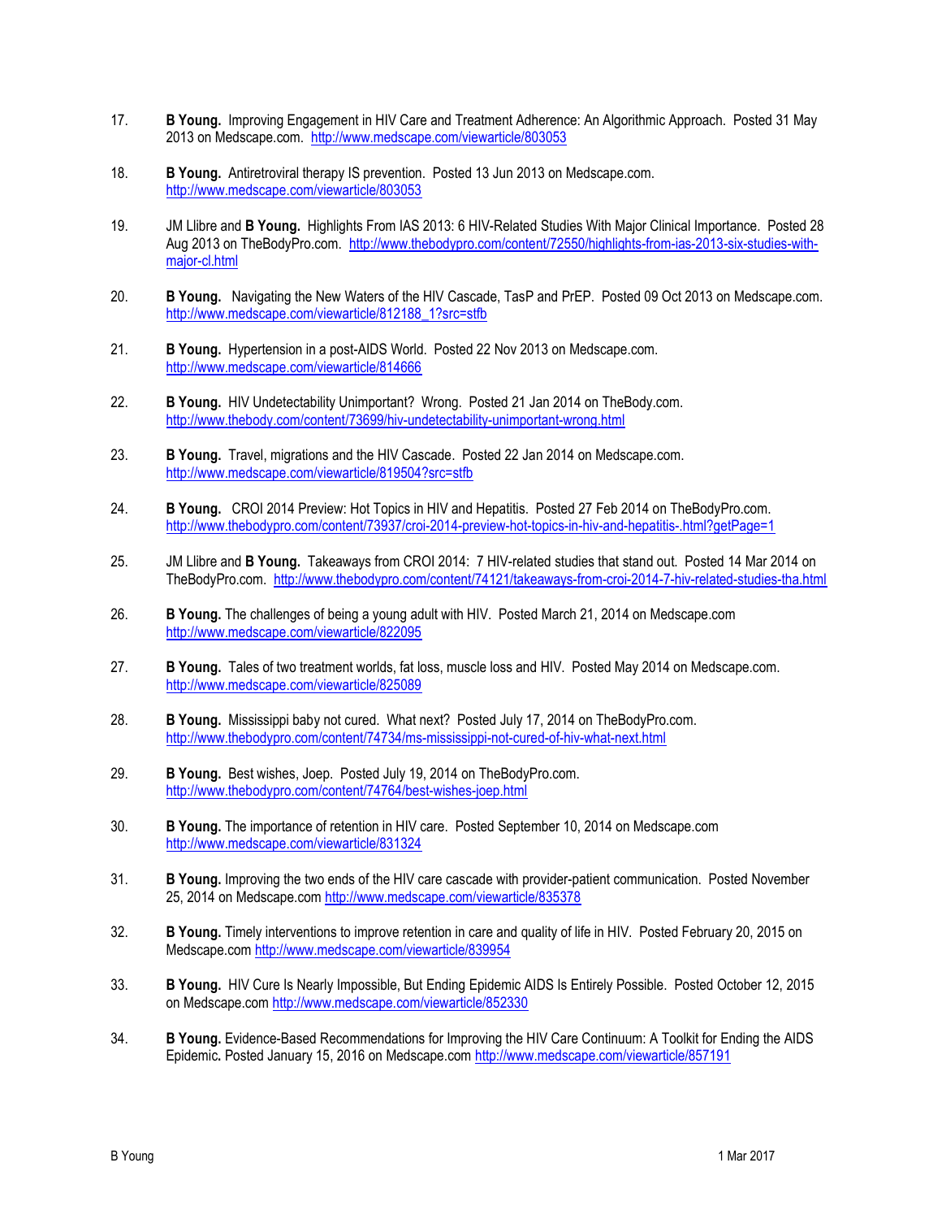17. **B Young.** Improving Engagement in HIV Care and Treatment Adherence: An Algorithmic Approach. Posted 31 May 2013 on Medscape.com. http://www.medscape.com/viewarticle/803053

18. **B Young.** Antiretroviral therapy IS prevention. Posted 13 Jun 2013 on Medscape.com. http://www.medscape.com/viewarticle/803053

19. JM Llibre and **B Young.** Highlights From IAS 2013: 6 HIV-Related Studies With Major Clinical Importance. Posted 28 Aug 2013 on TheBodyPro.com. http://www.thebodypro.com/content/72550/highlights-from-ias-2013-six-studies-with-major-cl.html

20. **B Young.** Navigating the New Waters of the HIV Cascade, TasP and PrEP. Posted 09 Oct 2013 on Medscape.com. http://www.medscape.com/viewarticle/812188_1?src=stfb

21. **B Young.** Hypertension in a post-AIDS World. Posted 22 Nov 2013 on Medscape.com. http://www.medscape.com/viewarticle/814666

22. **B Young.** HIV Undetectability Unimportant? Wrong. Posted 21 Jan 2014 on TheBody.com. http://www.thebody.com/content/73699/hiv-undetectability-unimportant-wrong.html

23. **B Young.** Travel, migrations and the HIV Cascade. Posted 22 Jan 2014 on Medscape.com. http://www.medscape.com/viewarticle/819504?src=stfb

24. **B Young.** CROI 2014 Preview: Hot Topics in HIV and Hepatitis. Posted 27 Feb 2014 on TheBodyPro.com. http://www.thebodypro.com/content/73937/croi-2014-preview-hot-topics-in-hiv-and-hepatitis-.html?getPage=1

25. JM Llibre and **B Young.** Takeaways from CROI 2014: 7 HIV-related studies that stand out. Posted 14 Mar 2014 on TheBodyPro.com. http://www.thebodypro.com/content/74121/takeaways-from-croi-2014-7-hiv-related-studies-tha.html

26. **B Young.** The challenges of being a young adult with HIV. Posted March 21, 2014 on Medscape.com http://www.medscape.com/viewarticle/822095

27. **B Young.** Tales of two treatment worlds, fat loss, muscle loss and HIV. Posted May 2014 on Medscape.com. http://www.medscape.com/viewarticle/825089

28. **B Young.** Mississippi baby not cured. What next? Posted July 17, 2014 on TheBodyPro.com. http://www.thebodypro.com/content/74734/ms-mississippi-not-cured-of-hiv-what-next.html

29. **B Young.** Best wishes, Joep. Posted July 19, 2014 on TheBodyPro.com. http://www.thebodypro.com/content/74764/best-wishes-joep.html

30. **B Young.** The importance of retention in HIV care. Posted September 10, 2014 on Medscape.com http://www.medscape.com/viewarticle/831324

31. **B Young.** Improving the two ends of the HIV care cascade with provider-patient communication. Posted November 25, 2014 on Medscape.com http://www.medscape.com/viewarticle/835378

32. **B Young.** Timely interventions to improve retention in care and quality of life in HIV. Posted February 20, 2015 on Medscape.com http://www.medscape.com/viewarticle/839954

33. **B Young.** HIV Cure Is Nearly Impossible, But Ending Epidemic AIDS Is Entirely Possible. Posted October 12, 2015 on Medscape.com http://www.medscape.com/viewarticle/852330

34. **B Young.** Evidence-Based Recommendations for Improving the HIV Care Continuum: A Toolkit for Ending the AIDS Epidemic**.** Posted January 15, 2016 on Medscape.com http://www.medscape.com/viewarticle/857191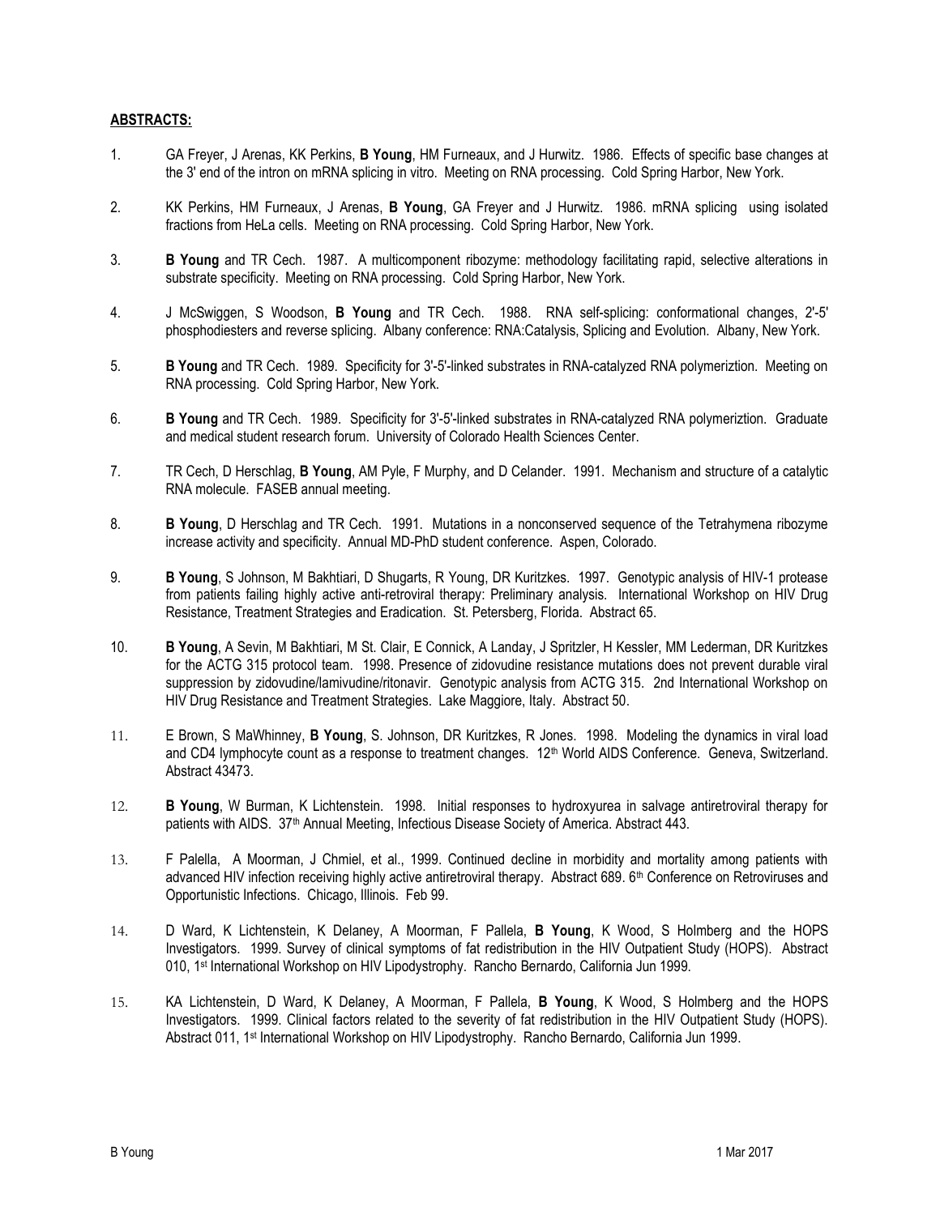## ABSTRACTS:

1. GA Freyer, J Arenas, KK Perkins, **B Young**, HM Furneaux, and J Hurwitz. 1986. Effects of specific base changes at the 3' end of the intron on mRNA splicing in vitro. Meeting on RNA processing. Cold Spring Harbor, New York.

2. KK Perkins, HM Furneaux, J Arenas, **B Young**, GA Freyer and J Hurwitz. 1986. mRNA splicing using isolated fractions from HeLa cells. Meeting on RNA processing. Cold Spring Harbor, New York.

3. **B Young** and TR Cech. 1987. A multicomponent ribozyme: methodology facilitating rapid, selective alterations in substrate specificity. Meeting on RNA processing. Cold Spring Harbor, New York.

4. J McSwiggen, S Woodson, **B Young** and TR Cech. 1988. RNA self-splicing: conformational changes, 2'-5' phosphodiesters and reverse splicing. Albany conference: RNA:Catalysis, Splicing and Evolution. Albany, New York.

5. **B Young** and TR Cech. 1989. Specificity for 3'-5'-linked substrates in RNA-catalyzed RNA polymeriztion. Meeting on RNA processing. Cold Spring Harbor, New York.

6. **B Young** and TR Cech. 1989. Specificity for 3'-5'-linked substrates in RNA-catalyzed RNA polymeriztion. Graduate and medical student research forum. University of Colorado Health Sciences Center.

7. TR Cech, D Herschlag, **B Young**, AM Pyle, F Murphy, and D Celander. 1991. Mechanism and structure of a catalytic RNA molecule. FASEB annual meeting.

8. **B Young**, D Herschlag and TR Cech. 1991. Mutations in a nonconserved sequence of the Tetrahymena ribozyme increase activity and specificity. Annual MD-PhD student conference. Aspen, Colorado.

9. **B Young**, S Johnson, M Bakhtiari, D Shugarts, R Young, DR Kuritzkes. 1997. Genotypic analysis of HIV-1 protease from patients failing highly active anti-retroviral therapy: Preliminary analysis. International Workshop on HIV Drug Resistance, Treatment Strategies and Eradication. St. Petersberg, Florida. Abstract 65.

10. **B Young**, A Sevin, M Bakhtiari, M St. Clair, E Connick, A Landay, J Spritzler, H Kessler, MM Lederman, DR Kuritzkes for the ACTG 315 protocol team. 1998. Presence of zidovudine resistance mutations does not prevent durable viral suppression by zidovudine/lamivudine/ritonavir. Genotypic analysis from ACTG 315. 2nd International Workshop on HIV Drug Resistance and Treatment Strategies. Lake Maggiore, Italy. Abstract 50.

11. E Brown, S MaWhinney, **B Young**, S. Johnson, DR Kuritzkes, R Jones. 1998. Modeling the dynamics in viral load and CD4 lymphocyte count as a response to treatment changes. 12th World AIDS Conference. Geneva, Switzerland. Abstract 43473.

12. **B Young**, W Burman, K Lichtenstein. 1998. Initial responses to hydroxyurea in salvage antiretroviral therapy for patients with AIDS. 37th Annual Meeting, Infectious Disease Society of America. Abstract 443.

13. F Palella, A Moorman, J Chmiel, et al., 1999. Continued decline in morbidity and mortality among patients with advanced HIV infection receiving highly active antiretroviral therapy. Abstract 689. 6th Conference on Retroviruses and Opportunistic Infections. Chicago, Illinois. Feb 99.

14. D Ward, K Lichtenstein, K Delaney, A Moorman, F Pallela, **B Young**, K Wood, S Holmberg and the HOPS Investigators. 1999. Survey of clinical symptoms of fat redistribution in the HIV Outpatient Study (HOPS). Abstract 010, 1st International Workshop on HIV Lipodystrophy. Rancho Bernardo, California Jun 1999.

15. KA Lichtenstein, D Ward, K Delaney, A Moorman, F Pallela, **B Young**, K Wood, S Holmberg and the HOPS Investigators. 1999. Clinical factors related to the severity of fat redistribution in the HIV Outpatient Study (HOPS). Abstract 011, 1st International Workshop on HIV Lipodystrophy. Rancho Bernardo, California Jun 1999.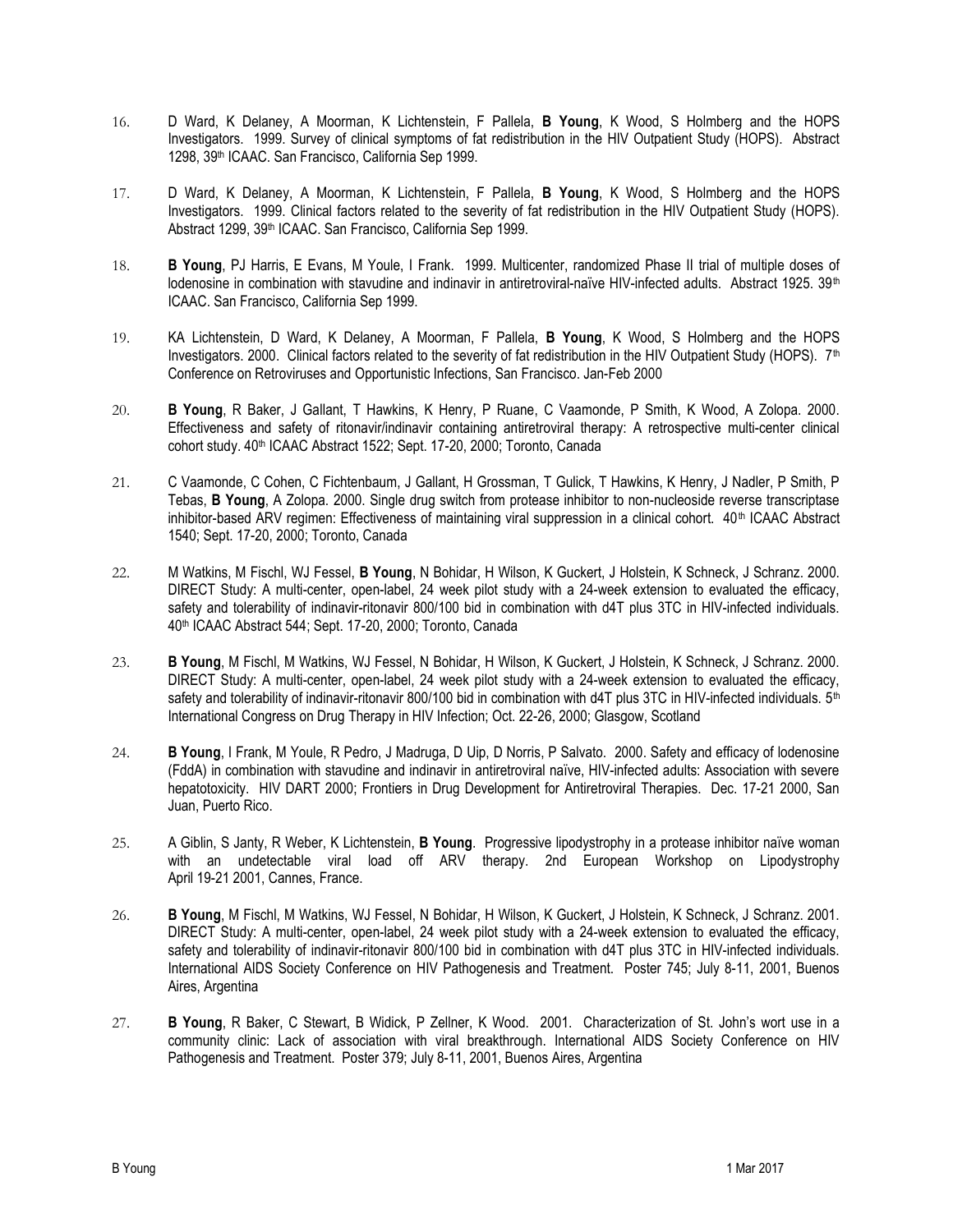16. D Ward, K Delaney, A Moorman, K Lichtenstein, F Pallela, **B Young**, K Wood, S Holmberg and the HOPS Investigators. 1999. Survey of clinical symptoms of fat redistribution in the HIV Outpatient Study (HOPS). Abstract 1298, 39th ICAAC. San Francisco, California Sep 1999.

17. D Ward, K Delaney, A Moorman, K Lichtenstein, F Pallela, **B Young**, K Wood, S Holmberg and the HOPS Investigators. 1999. Clinical factors related to the severity of fat redistribution in the HIV Outpatient Study (HOPS). Abstract 1299, 39th ICAAC. San Francisco, California Sep 1999.

18. **B Young**, PJ Harris, E Evans, M Youle, I Frank. 1999. Multicenter, randomized Phase II trial of multiple doses of lodenosine in combination with stavudine and indinavir in antiretroviral-naïve HIV-infected adults. Abstract 1925. 39th ICAAC. San Francisco, California Sep 1999.

19. KA Lichtenstein, D Ward, K Delaney, A Moorman, F Pallela, **B Young**, K Wood, S Holmberg and the HOPS Investigators. 2000. Clinical factors related to the severity of fat redistribution in the HIV Outpatient Study (HOPS). 7th Conference on Retroviruses and Opportunistic Infections, San Francisco. Jan-Feb 2000

20. **B Young**, R Baker, J Gallant, T Hawkins, K Henry, P Ruane, C Vaamonde, P Smith, K Wood, A Zolopa. 2000. Effectiveness and safety of ritonavir/indinavir containing antiretroviral therapy: A retrospective multi-center clinical cohort study. 40th ICAAC Abstract 1522; Sept. 17-20, 2000; Toronto, Canada

21. C Vaamonde, C Cohen, C Fichtenbaum, J Gallant, H Grossman, T Gulick, T Hawkins, K Henry, J Nadler, P Smith, P Tebas, **B Young**, A Zolopa. 2000. Single drug switch from protease inhibitor to non-nucleoside reverse transcriptase inhibitor-based ARV regimen: Effectiveness of maintaining viral suppression in a clinical cohort. 40th ICAAC Abstract 1540; Sept. 17-20, 2000; Toronto, Canada

22. M Watkins, M Fischl, WJ Fessel, **B Young**, N Bohidar, H Wilson, K Guckert, J Holstein, K Schneck, J Schranz. 2000. DIRECT Study: A multi-center, open-label, 24 week pilot study with a 24-week extension to evaluated the efficacy, safety and tolerability of indinavir-ritonavir 800/100 bid in combination with d4T plus 3TC in HIV-infected individuals. 40th ICAAC Abstract 544; Sept. 17-20, 2000; Toronto, Canada

23. **B Young**, M Fischl, M Watkins, WJ Fessel, N Bohidar, H Wilson, K Guckert, J Holstein, K Schneck, J Schranz. 2000. DIRECT Study: A multi-center, open-label, 24 week pilot study with a 24-week extension to evaluated the efficacy, safety and tolerability of indinavir-ritonavir 800/100 bid in combination with d4T plus 3TC in HIV-infected individuals. 5th International Congress on Drug Therapy in HIV Infection; Oct. 22-26, 2000; Glasgow, Scotland

24. **B Young**, I Frank, M Youle, R Pedro, J Madruga, D Uip, D Norris, P Salvato. 2000. Safety and efficacy of lodenosine (FddA) in combination with stavudine and indinavir in antiretroviral naïve, HIV-infected adults: Association with severe hepatotoxicity. HIV DART 2000; Frontiers in Drug Development for Antiretroviral Therapies. Dec. 17-21 2000, San Juan, Puerto Rico.

25. A Giblin, S Janty, R Weber, K Lichtenstein, **B Young**. Progressive lipodystrophy in a protease inhibitor naïve woman with an undetectable viral load off ARV therapy. 2nd European Workshop on Lipodystrophy April 19-21 2001, Cannes, France.

26. **B Young**, M Fischl, M Watkins, WJ Fessel, N Bohidar, H Wilson, K Guckert, J Holstein, K Schneck, J Schranz. 2001. DIRECT Study: A multi-center, open-label, 24 week pilot study with a 24-week extension to evaluated the efficacy, safety and tolerability of indinavir-ritonavir 800/100 bid in combination with d4T plus 3TC in HIV-infected individuals. International AIDS Society Conference on HIV Pathogenesis and Treatment. Poster 745; July 8-11, 2001, Buenos Aires, Argentina

27. **B Young**, R Baker, C Stewart, B Widick, P Zellner, K Wood. 2001. Characterization of St. John's wort use in a community clinic: Lack of association with viral breakthrough. International AIDS Society Conference on HIV Pathogenesis and Treatment. Poster 379; July 8-11, 2001, Buenos Aires, Argentina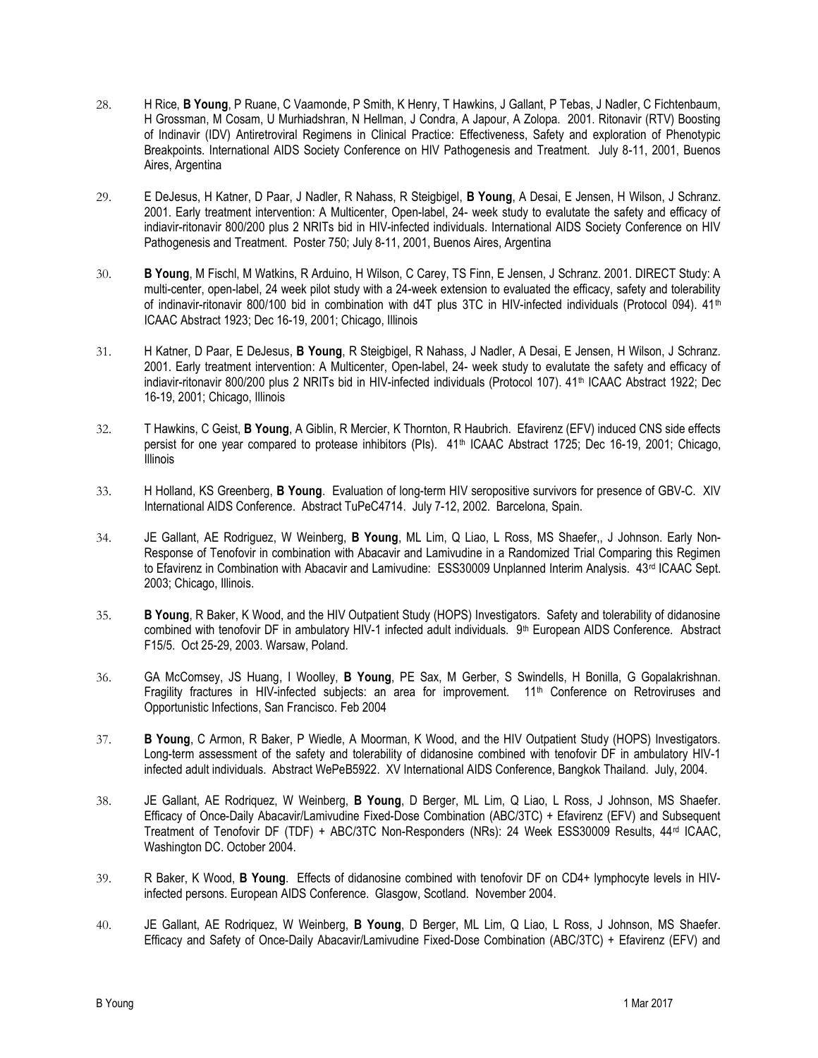28. H Rice, **B Young**, P Ruane, C Vaamonde, P Smith, K Henry, T Hawkins, J Gallant, P Tebas, J Nadler, C Fichtenbaum, H Grossman, M Cosam, U Murhiadshran, N Hellman, J Condra, A Japour, A Zolopa. 2001. Ritonavir (RTV) Boosting of Indinavir (IDV) Antiretroviral Regimens in Clinical Practice: Effectiveness, Safety and exploration of Phenotypic Breakpoints. International AIDS Society Conference on HIV Pathogenesis and Treatment. July 8-11, 2001, Buenos Aires, Argentina

29. E DeJesus, H Katner, D Paar, J Nadler, R Nahass, R Steigbigel, **B Young**, A Desai, E Jensen, H Wilson, J Schranz. 2001. Early treatment intervention: A Multicenter, Open-label, 24- week study to evalutate the safety and efficacy of indiavir-ritonavir 800/200 plus 2 NRITs bid in HIV-infected individuals. International AIDS Society Conference on HIV Pathogenesis and Treatment. Poster 750; July 8-11, 2001, Buenos Aires, Argentina

30. **B Young**, M Fischl, M Watkins, R Arduino, H Wilson, C Carey, TS Finn, E Jensen, J Schranz. 2001. DIRECT Study: A multi-center, open-label, 24 week pilot study with a 24-week extension to evaluated the efficacy, safety and tolerability of indinavir-ritonavir 800/100 bid in combination with d4T plus 3TC in HIV-infected individuals (Protocol 094). 41st ICAAC Abstract 1923; Dec 16-19, 2001; Chicago, Illinois

31. H Katner, D Paar, E DeJesus, **B Young**, R Steigbigel, R Nahass, J Nadler, A Desai, E Jensen, H Wilson, J Schranz. 2001. Early treatment intervention: A Multicenter, Open-label, 24- week study to evalutate the safety and efficacy of indiavir-ritonavir 800/200 plus 2 NRITs bid in HIV-infected individuals (Protocol 107). 41st ICAAC Abstract 1922; Dec 16-19, 2001; Chicago, Illinois

32. T Hawkins, C Geist, **B Young**, A Giblin, R Mercier, K Thornton, R Haubrich. Efavirenz (EFV) induced CNS side effects persist for one year compared to protease inhibitors (PIs). 41st ICAAC Abstract 1725; Dec 16-19, 2001; Chicago, Illinois

33. H Holland, KS Greenberg, **B Young**. Evaluation of long-term HIV seropositive survivors for presence of GBV-C. XIV International AIDS Conference. Abstract TuPeC4714. July 7-12, 2002. Barcelona, Spain.

34. JE Gallant, AE Rodriguez, W Weinberg, **B Young**, ML Lim, Q Liao, L Ross, MS Shaefer,, J Johnson. Early Non-Response of Tenofovir in combination with Abacavir and Lamivudine in a Randomized Trial Comparing this Regimen to Efavirenz in Combination with Abacavir and Lamivudine: ESS30009 Unplanned Interim Analysis. 43rd ICAAC Sept. 2003; Chicago, Illinois.

35. **B Young**, R Baker, K Wood, and the HIV Outpatient Study (HOPS) Investigators. Safety and tolerability of didanosine combined with tenofovir DF in ambulatory HIV-1 infected adult individuals. 9th European AIDS Conference. Abstract F15/5. Oct 25-29, 2003. Warsaw, Poland.

36. GA McComsey, JS Huang, I Woolley, **B Young**, PE Sax, M Gerber, S Swindells, H Bonilla, G Gopalakrishnan. Fragility fractures in HIV-infected subjects: an area for improvement. 11th Conference on Retroviruses and Opportunistic Infections, San Francisco. Feb 2004

37. **B Young**, C Armon, R Baker, P Wiedle, A Moorman, K Wood, and the HIV Outpatient Study (HOPS) Investigators. Long-term assessment of the safety and tolerability of didanosine combined with tenofovir DF in ambulatory HIV-1 infected adult individuals. Abstract WePeB5922. XV International AIDS Conference, Bangkok Thailand. July, 2004.

38. JE Gallant, AE Rodriquez, W Weinberg, **B Young**, D Berger, ML Lim, Q Liao, L Ross, J Johnson, MS Shaefer. Efficacy of Once-Daily Abacavir/Lamivudine Fixed-Dose Combination (ABC/3TC) + Efavirenz (EFV) and Subsequent Treatment of Tenofovir DF (TDF) + ABC/3TC Non-Responders (NRs): 24 Week ESS30009 Results, 44rd ICAAC, Washington DC. October 2004.

39. R Baker, K Wood, **B Young**. Effects of didanosine combined with tenofovir DF on CD4+ lymphocyte levels in HIV-infected persons. European AIDS Conference. Glasgow, Scotland. November 2004.

40. JE Gallant, AE Rodriquez, W Weinberg, **B Young**, D Berger, ML Lim, Q Liao, L Ross, J Johnson, MS Shaefer. Efficacy and Safety of Once-Daily Abacavir/Lamivudine Fixed-Dose Combination (ABC/3TC) + Efavirenz (EFV) and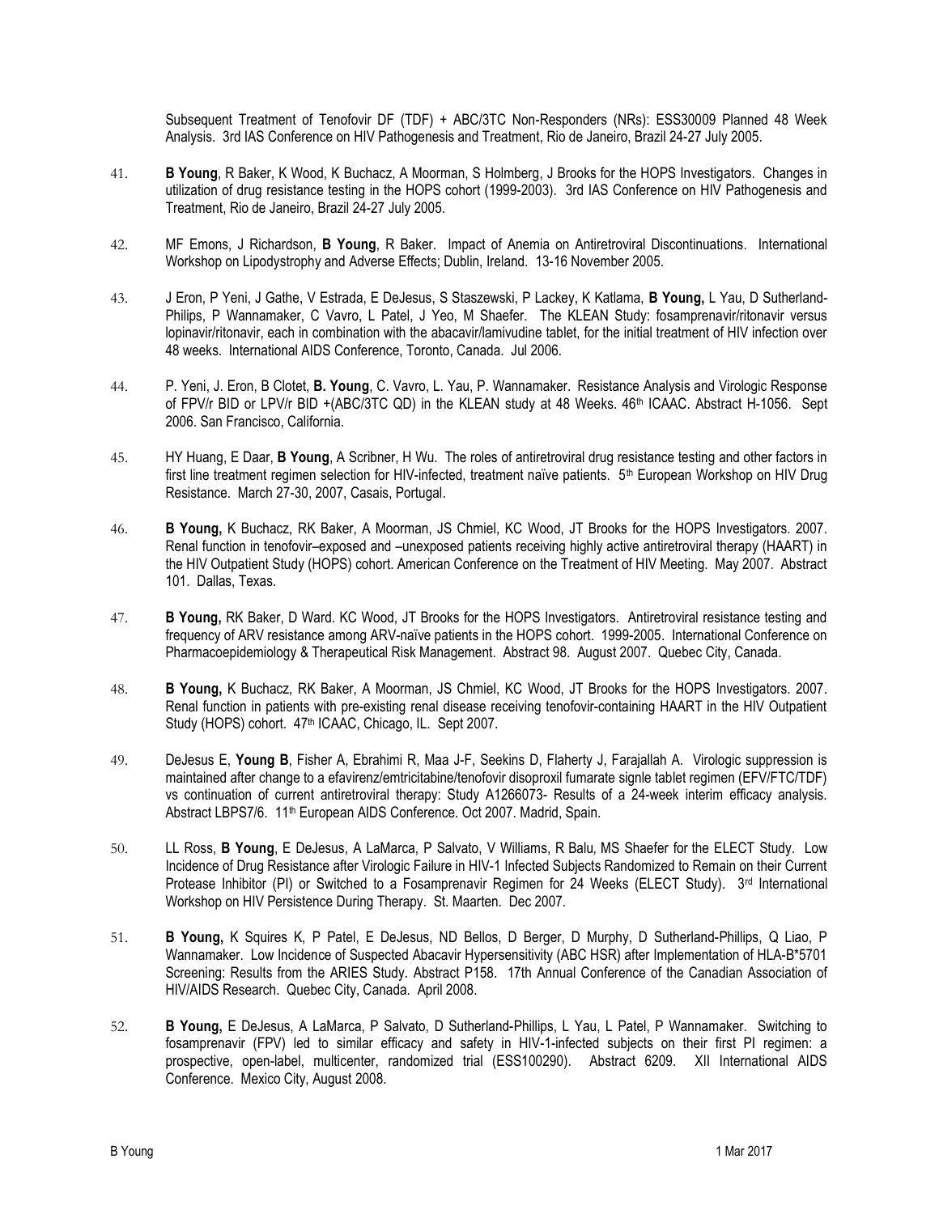Subsequent Treatment of Tenofovir DF (TDF) + ABC/3TC Non-Responders (NRs): ESS30009 Planned 48 Week Analysis. 3rd IAS Conference on HIV Pathogenesis and Treatment, Rio de Janeiro, Brazil 24-27 July 2005.

41. **B Young**, R Baker, K Wood, K Buchacz, A Moorman, S Holmberg, J Brooks for the HOPS Investigators. Changes in utilization of drug resistance testing in the HOPS cohort (1999-2003). 3rd IAS Conference on HIV Pathogenesis and Treatment, Rio de Janeiro, Brazil 24-27 July 2005.

42. MF Emons, J Richardson, **B Young**, R Baker. Impact of Anemia on Antiretroviral Discontinuations. International Workshop on Lipodystrophy and Adverse Effects; Dublin, Ireland. 13-16 November 2005.

43. J Eron, P Yeni, J Gathe, V Estrada, E DeJesus, S Staszewski, P Lackey, K Katlama, **B Young,** L Yau, D Sutherland-Philips, P Wannamaker, C Vavro, L Patel, J Yeo, M Shaefer. The KLEAN Study: fosamprenavir/ritonavir versus lopinavir/ritonavir, each in combination with the abacavir/lamivudine tablet, for the initial treatment of HIV infection over 48 weeks. International AIDS Conference, Toronto, Canada. Jul 2006.

44. P. Yeni, J. Eron, B Clotet, **B. Young**, C. Vavro, L. Yau, P. Wannamaker. Resistance Analysis and Virologic Response of FPV/r BID or LPV/r BID +(ABC/3TC QD) in the KLEAN study at 48 Weeks. 46th ICAAC. Abstract H-1056. Sept 2006. San Francisco, California.

45. HY Huang, E Daar, **B Young**, A Scribner, H Wu. The roles of antiretroviral drug resistance testing and other factors in first line treatment regimen selection for HIV-infected, treatment naïve patients. 5th European Workshop on HIV Drug Resistance. March 27-30, 2007, Casais, Portugal.

46. **B Young,** K Buchacz, RK Baker, A Moorman, JS Chmiel, KC Wood, JT Brooks for the HOPS Investigators. 2007. Renal function in tenofovir–exposed and –unexposed patients receiving highly active antiretroviral therapy (HAART) in the HIV Outpatient Study (HOPS) cohort. American Conference on the Treatment of HIV Meeting. May 2007. Abstract 101. Dallas, Texas.

47. **B Young,** RK Baker, D Ward. KC Wood, JT Brooks for the HOPS Investigators. Antiretroviral resistance testing and frequency of ARV resistance among ARV-naïve patients in the HOPS cohort. 1999-2005. International Conference on Pharmacoepidemiology & Therapeutical Risk Management. Abstract 98. August 2007. Quebec City, Canada.

48. **B Young,** K Buchacz, RK Baker, A Moorman, JS Chmiel, KC Wood, JT Brooks for the HOPS Investigators. 2007. Renal function in patients with pre-existing renal disease receiving tenofovir-containing HAART in the HIV Outpatient Study (HOPS) cohort. 47th ICAAC, Chicago, IL. Sept 2007.

49. DeJesus E, **Young B**, Fisher A, Ebrahimi R, Maa J-F, Seekins D, Flaherty J, Farajallah A. Virologic suppression is maintained after change to a efavirenz/emtricitabine/tenofovir disoproxil fumarate signle tablet regimen (EFV/FTC/TDF) vs continuation of current antiretroviral therapy: Study A1266073- Results of a 24-week interim efficacy analysis. Abstract LBPS7/6. 11th European AIDS Conference. Oct 2007. Madrid, Spain.

50. LL Ross, **B Young**, E DeJesus, A LaMarca, P Salvato, V Williams, R Balu, MS Shaefer for the ELECT Study. Low Incidence of Drug Resistance after Virologic Failure in HIV-1 Infected Subjects Randomized to Remain on their Current Protease Inhibitor (PI) or Switched to a Fosamprenavir Regimen for 24 Weeks (ELECT Study). 3rd International Workshop on HIV Persistence During Therapy. St. Maarten. Dec 2007.

51. **B Young,** K Squires K, P Patel, E DeJesus, ND Bellos, D Berger, D Murphy, D Sutherland-Phillips, Q Liao, P Wannamaker. Low Incidence of Suspected Abacavir Hypersensitivity (ABC HSR) after Implementation of HLA-B*5701 Screening: Results from the ARIES Study. Abstract P158. 17th Annual Conference of the Canadian Association of HIV/AIDS Research. Quebec City, Canada. April 2008.

52. **B Young,** E DeJesus, A LaMarca, P Salvato, D Sutherland-Phillips, L Yau, L Patel, P Wannamaker. Switching to fosamprenavir (FPV) led to similar efficacy and safety in HIV-1-infected subjects on their first PI regimen: a prospective, open-label, multicenter, randomized trial (ESS100290). Abstract 6209. XII International AIDS Conference. Mexico City, August 2008.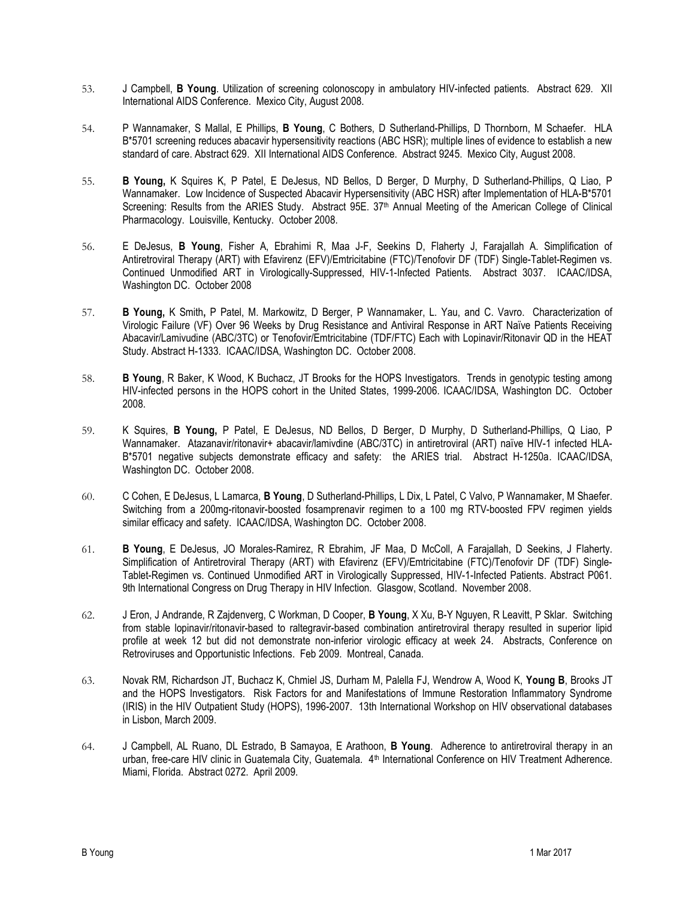53. J Campbell, **B Young**. Utilization of screening colonoscopy in ambulatory HIV-infected patients. Abstract 629. XII International AIDS Conference. Mexico City, August 2008.

54. P Wannamaker, S Mallal, E Phillips, **B Young**, C Bothers, D Sutherland-Phillips, D Thornborn, M Schaefer. HLA B*5701 screening reduces abacavir hypersensitivity reactions (ABC HSR); multiple lines of evidence to establish a new standard of care. Abstract 629. XII International AIDS Conference. Abstract 9245. Mexico City, August 2008.

55. **B Young,** K Squires K, P Patel, E DeJesus, ND Bellos, D Berger, D Murphy, D Sutherland-Phillips, Q Liao, P Wannamaker. Low Incidence of Suspected Abacavir Hypersensitivity (ABC HSR) after Implementation of HLA-B*5701 Screening: Results from the ARIES Study. Abstract 95E. 37th Annual Meeting of the American College of Clinical Pharmacology. Louisville, Kentucky. October 2008.

56. E DeJesus, **B Young**, Fisher A, Ebrahimi R, Maa J-F, Seekins D, Flaherty J, Farajallah A. Simplification of Antiretroviral Therapy (ART) with Efavirenz (EFV)/Emtricitabine (FTC)/Tenofovir DF (TDF) Single-Tablet-Regimen vs. Continued Unmodified ART in Virologically-Suppressed, HIV-1-Infected Patients. Abstract 3037. ICAAC/IDSA, Washington DC. October 2008

57. **B Young,** K Smith**,** P Patel, M. Markowitz, D Berger, P Wannamaker, L. Yau, and C. Vavro. Characterization of Virologic Failure (VF) Over 96 Weeks by Drug Resistance and Antiviral Response in ART Naïve Patients Receiving Abacavir/Lamivudine (ABC/3TC) or Tenofovir/Emtricitabine (TDF/FTC) Each with Lopinavir/Ritonavir QD in the HEAT Study. Abstract H-1333. ICAAC/IDSA, Washington DC. October 2008.

58. **B Young**, R Baker, K Wood, K Buchacz, JT Brooks for the HOPS Investigators. Trends in genotypic testing among HIV-infected persons in the HOPS cohort in the United States, 1999-2006. ICAAC/IDSA, Washington DC. October 2008.

59. K Squires, **B Young,** P Patel, E DeJesus, ND Bellos, D Berger, D Murphy, D Sutherland-Phillips, Q Liao, P Wannamaker. Atazanavir/ritonavir+ abacavir/lamivdine (ABC/3TC) in antiretroviral (ART) naïve HIV-1 infected HLA-B*5701 negative subjects demonstrate efficacy and safety: the ARIES trial. Abstract H-1250a. ICAAC/IDSA, Washington DC. October 2008.

60. C Cohen, E DeJesus, L Lamarca, **B Young**, D Sutherland-Phillips, L Dix, L Patel, C Valvo, P Wannamaker, M Shaefer. Switching from a 200mg-ritonavir-boosted fosamprenavir regimen to a 100 mg RTV-boosted FPV regimen yields similar efficacy and safety. ICAAC/IDSA, Washington DC. October 2008.

61. **B Young**, E DeJesus, JO Morales-Ramirez, R Ebrahim, JF Maa, D McColl, A Farajallah, D Seekins, J Flaherty. Simplification of Antiretroviral Therapy (ART) with Efavirenz (EFV)/Emtricitabine (FTC)/Tenofovir DF (TDF) Single-Tablet-Regimen vs. Continued Unmodified ART in Virologically Suppressed, HIV-1-Infected Patients. Abstract P061. 9th International Congress on Drug Therapy in HIV Infection. Glasgow, Scotland. November 2008.

62. J Eron, J Andrande, R Zajdenverg, C Workman, D Cooper, **B Young**, X Xu, B-Y Nguyen, R Leavitt, P Sklar. Switching from stable lopinavir/ritonavir-based to raltegravir-based combination antiretroviral therapy resulted in superior lipid profile at week 12 but did not demonstrate non-inferior virologic efficacy at week 24. Abstracts, Conference on Retroviruses and Opportunistic Infections. Feb 2009. Montreal, Canada.

63. Novak RM, Richardson JT, Buchacz K, Chmiel JS, Durham M, Palella FJ, Wendrow A, Wood K, **Young B**, Brooks JT and the HOPS Investigators. Risk Factors for and Manifestations of Immune Restoration Inflammatory Syndrome (IRIS) in the HIV Outpatient Study (HOPS), 1996-2007. 13th International Workshop on HIV observational databases in Lisbon, March 2009.

64. J Campbell, AL Ruano, DL Estrado, B Samayoa, E Arathoon, **B Young**. Adherence to antiretroviral therapy in an urban, free-care HIV clinic in Guatemala City, Guatemala. 4th International Conference on HIV Treatment Adherence. Miami, Florida. Abstract 0272. April 2009.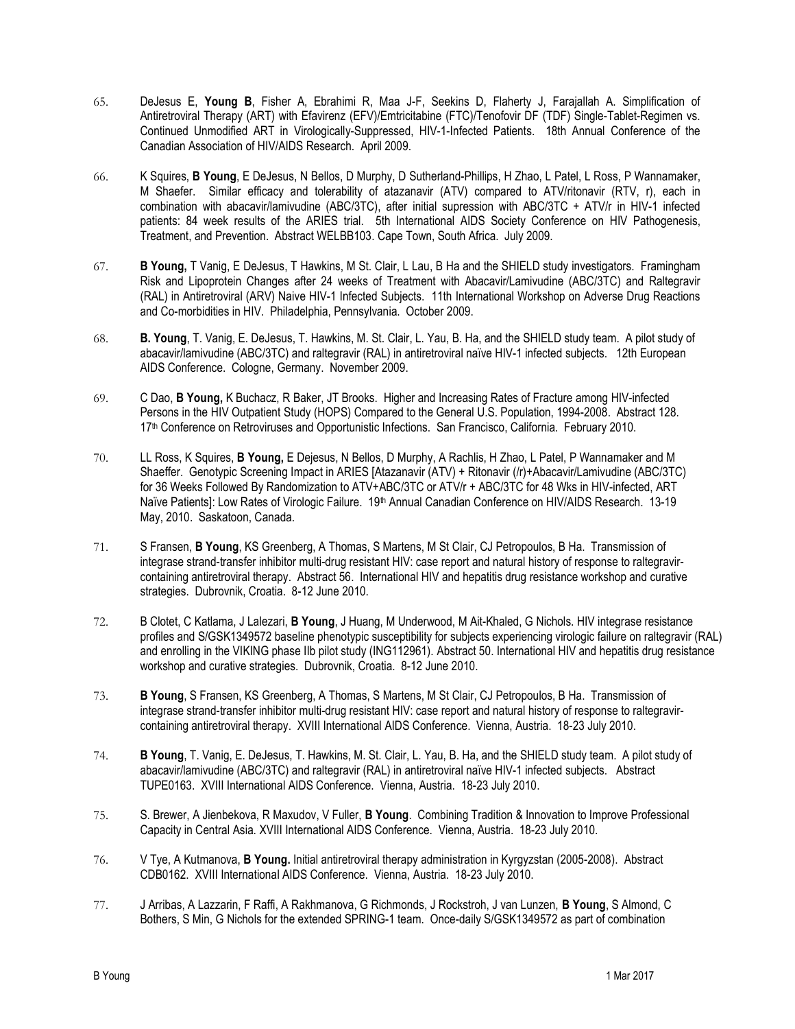65. DeJesus E, **Young B**, Fisher A, Ebrahimi R, Maa J-F, Seekins D, Flaherty J, Farajallah A. Simplification of Antiretroviral Therapy (ART) with Efavirenz (EFV)/Emtricitabine (FTC)/Tenofovir DF (TDF) Single-Tablet-Regimen vs. Continued Unmodified ART in Virologically-Suppressed, HIV-1-Infected Patients. 18th Annual Conference of the Canadian Association of HIV/AIDS Research. April 2009.

66. K Squires, **B Young**, E DeJesus, N Bellos, D Murphy, D Sutherland-Phillips, H Zhao, L Patel, L Ross, P Wannamaker, M Shaefer. Similar efficacy and tolerability of atazanavir (ATV) compared to ATV/ritonavir (RTV, r), each in combination with abacavir/lamivudine (ABC/3TC), after initial supression with ABC/3TC + ATV/r in HIV-1 infected patients: 84 week results of the ARIES trial. 5th International AIDS Society Conference on HIV Pathogenesis, Treatment, and Prevention. Abstract WELBB103. Cape Town, South Africa. July 2009.

67. **B Young,** T Vanig, E DeJesus, T Hawkins, M St. Clair, L Lau, B Ha and the SHIELD study investigators. Framingham Risk and Lipoprotein Changes after 24 weeks of Treatment with Abacavir/Lamivudine (ABC/3TC) and Raltegravir (RAL) in Antiretroviral (ARV) Naive HIV-1 Infected Subjects. 11th International Workshop on Adverse Drug Reactions and Co-morbidities in HIV. Philadelphia, Pennsylvania. October 2009.

68. **B. Young**, T. Vanig, E. DeJesus, T. Hawkins, M. St. Clair, L. Yau, B. Ha, and the SHIELD study team. A pilot study of abacavir/lamivudine (ABC/3TC) and raltegravir (RAL) in antiretroviral naïve HIV-1 infected subjects. 12th European AIDS Conference. Cologne, Germany. November 2009.

69. C Dao, **B Young,** K Buchacz, R Baker, JT Brooks. Higher and Increasing Rates of Fracture among HIV-infected Persons in the HIV Outpatient Study (HOPS) Compared to the General U.S. Population, 1994-2008. Abstract 128. 17th Conference on Retroviruses and Opportunistic Infections. San Francisco, California. February 2010.

70. LL Ross, K Squires, **B Young,** E Dejesus, N Bellos, D Murphy, A Rachlis, H Zhao, L Patel, P Wannamaker and M Shaeffer. Genotypic Screening Impact in ARIES [Atazanavir (ATV) + Ritonavir (/r)+Abacavir/Lamivudine (ABC/3TC) for 36 Weeks Followed By Randomization to ATV+ABC/3TC or ATV/r + ABC/3TC for 48 Wks in HIV-infected, ART Naïve Patients]: Low Rates of Virologic Failure. 19th Annual Canadian Conference on HIV/AIDS Research. 13-19 May, 2010. Saskatoon, Canada.

71. S Fransen, **B Young**, KS Greenberg, A Thomas, S Martens, M St Clair, CJ Petropoulos, B Ha. Transmission of integrase strand-transfer inhibitor multi-drug resistant HIV: case report and natural history of response to raltegravir-containing antiretroviral therapy. Abstract 56. International HIV and hepatitis drug resistance workshop and curative strategies. Dubrovnik, Croatia. 8-12 June 2010.

72. B Clotet, C Katlama, J Lalezari, **B Young**, J Huang, M Underwood, M Ait-Khaled, G Nichols. HIV integrase resistance profiles and S/GSK1349572 baseline phenotypic susceptibility for subjects experiencing virologic failure on raltegravir (RAL) and enrolling in the VIKING phase IIb pilot study (ING112961). Abstract 50. International HIV and hepatitis drug resistance workshop and curative strategies. Dubrovnik, Croatia. 8-12 June 2010.

73. **B Young**, S Fransen, KS Greenberg, A Thomas, S Martens, M St Clair, CJ Petropoulos, B Ha. Transmission of integrase strand-transfer inhibitor multi-drug resistant HIV: case report and natural history of response to raltegravir-containing antiretroviral therapy. XVIII International AIDS Conference. Vienna, Austria. 18-23 July 2010.

74. **B Young**, T. Vanig, E. DeJesus, T. Hawkins, M. St. Clair, L. Yau, B. Ha, and the SHIELD study team. A pilot study of abacavir/lamivudine (ABC/3TC) and raltegravir (RAL) in antiretroviral naïve HIV-1 infected subjects. Abstract TUPE0163. XVIII International AIDS Conference. Vienna, Austria. 18-23 July 2010.

75. S. Brewer, A Jienbekova, R Maxudov, V Fuller, **B Young**. Combining Tradition & Innovation to Improve Professional Capacity in Central Asia. XVIII International AIDS Conference. Vienna, Austria. 18-23 July 2010.

76. V Tye, A Kutmanova, **B Young.** Initial antiretroviral therapy administration in Kyrgyzstan (2005-2008). Abstract CDB0162. XVIII International AIDS Conference. Vienna, Austria. 18-23 July 2010.

77. J Arribas, A Lazzarin, F Raffi, A Rakhmanova, G Richmonds, J Rockstroh, J van Lunzen, **B Young**, S Almond, C Bothers, S Min, G Nichols for the extended SPRING-1 team. Once-daily S/GSK1349572 as part of combination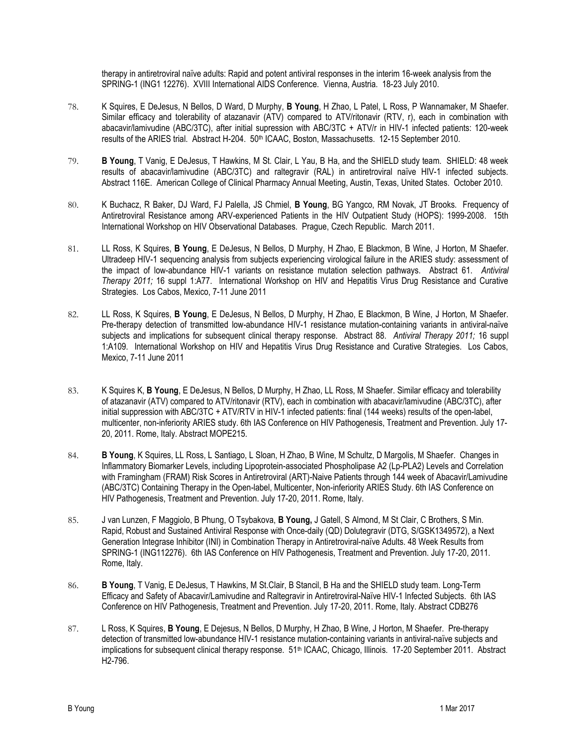therapy in antiretroviral naïve adults: Rapid and potent antiviral responses in the interim 16-week analysis from the SPRING-1 (ING1 12276). XVIII International AIDS Conference. Vienna, Austria. 18-23 July 2010.

78. K Squires, E DeJesus, N Bellos, D Ward, D Murphy, **B Young**, H Zhao, L Patel, L Ross, P Wannamaker, M Shaefer. Similar efficacy and tolerability of atazanavir (ATV) compared to ATV/ritonavir (RTV, r), each in combination with abacavir/lamivudine (ABC/3TC), after initial supression with ABC/3TC + ATV/r in HIV-1 infected patients: 120-week results of the ARIES trial. Abstract H-204. 50th ICAAC, Boston, Massachusetts. 12-15 September 2010.

79. **B Young**, T Vanig, E DeJesus, T Hawkins, M St. Clair, L Yau, B Ha, and the SHIELD study team. SHIELD: 48 week results of abacavir/lamivudine (ABC/3TC) and raltegravir (RAL) in antiretroviral naïve HIV-1 infected subjects. Abstract 116E. American College of Clinical Pharmacy Annual Meeting, Austin, Texas, United States. October 2010.

80. K Buchacz, R Baker, DJ Ward, FJ Palella, JS Chmiel, **B Young**, BG Yangco, RM Novak, JT Brooks. Frequency of Antiretroviral Resistance among ARV-experienced Patients in the HIV Outpatient Study (HOPS): 1999-2008. 15th International Workshop on HIV Observational Databases. Prague, Czech Republic. March 2011.

81. LL Ross, K Squires, **B Young**, E DeJesus, N Bellos, D Murphy, H Zhao, E Blackmon, B Wine, J Horton, M Shaefer. Ultradeep HIV-1 sequencing analysis from subjects experiencing virological failure in the ARIES study: assessment of the impact of low-abundance HIV-1 variants on resistance mutation selection pathways. Abstract 61. *Antiviral Therapy 2011;* 16 suppl 1:A77. International Workshop on HIV and Hepatitis Virus Drug Resistance and Curative Strategies. Los Cabos, Mexico, 7-11 June 2011

82. LL Ross, K Squires, **B Young**, E DeJesus, N Bellos, D Murphy, H Zhao, E Blackmon, B Wine, J Horton, M Shaefer. Pre-therapy detection of transmitted low-abundance HIV-1 resistance mutation-containing variants in antiviral-naïve subjects and implications for subsequent clinical therapy response. Abstract 88. *Antiviral Therapy 2011;* 16 suppl 1:A109. International Workshop on HIV and Hepatitis Virus Drug Resistance and Curative Strategies. Los Cabos, Mexico, 7-11 June 2011

83. K Squires K, **B Young**, E DeJesus, N Bellos, D Murphy, H Zhao, LL Ross, M Shaefer. Similar efficacy and tolerability of atazanavir (ATV) compared to ATV/ritonavir (RTV), each in combination with abacavir/lamivudine (ABC/3TC), after initial suppression with ABC/3TC + ATV/RTV in HIV-1 infected patients: final (144 weeks) results of the open-label, multicenter, non-inferiority ARIES study. 6th IAS Conference on HIV Pathogenesis, Treatment and Prevention. July 17-20, 2011. Rome, Italy. Abstract MOPE215.

84. **B Young**, K Squires, LL Ross, L Santiago, L Sloan, H Zhao, B Wine, M Schultz, D Margolis, M Shaefer. Changes in Inflammatory Biomarker Levels, including Lipoprotein-associated Phospholipase A2 (Lp-PLA2) Levels and Correlation with Framingham (FRAM) Risk Scores in Antiretroviral (ART)-Naive Patients through 144 week of Abacavir/Lamivudine (ABC/3TC) Containing Therapy in the Open-label, Multicenter, Non-inferiority ARIES Study. 6th IAS Conference on HIV Pathogenesis, Treatment and Prevention. July 17-20, 2011. Rome, Italy.

85. J van Lunzen, F Maggiolo, B Phung, O Tsybakova, **B Young,** J Gatell, S Almond, M St Clair, C Brothers, S Min. Rapid, Robust and Sustained Antiviral Response with Once-daily (QD) Dolutegravir (DTG, S/GSK1349572), a Next Generation Integrase Inhibitor (INI) in Combination Therapy in Antiretroviral-naïve Adults. 48 Week Results from SPRING-1 (ING112276). 6th IAS Conference on HIV Pathogenesis, Treatment and Prevention. July 17-20, 2011. Rome, Italy.

86. **B Young**, T Vanig, E DeJesus, T Hawkins, M St.Clair, B Stancil, B Ha and the SHIELD study team. Long-Term Efficacy and Safety of Abacavir/Lamivudine and Raltegravir in Antiretroviral-Naïve HIV-1 Infected Subjects. 6th IAS Conference on HIV Pathogenesis, Treatment and Prevention. July 17-20, 2011. Rome, Italy. Abstract CDB276

87. L Ross, K Squires, **B Young**, E Dejesus, N Bellos, D Murphy, H Zhao, B Wine, J Horton, M Shaefer. Pre-therapy detection of transmitted low-abundance HIV-1 resistance mutation-containing variants in antiviral-naïve subjects and implications for subsequent clinical therapy response. 51st ICAAC, Chicago, Illinois. 17-20 September 2011. Abstract H2-796.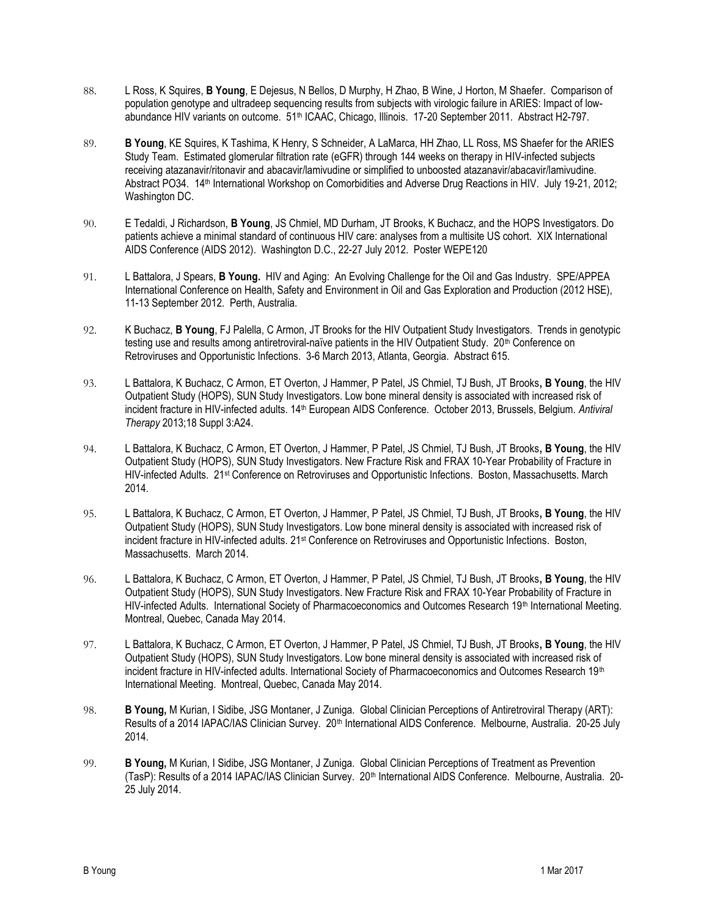88. L Ross, K Squires, **B Young**, E Dejesus, N Bellos, D Murphy, H Zhao, B Wine, J Horton, M Shaefer. Comparison of population genotype and ultradeep sequencing results from subjects with virologic failure in ARIES: Impact of low-abundance HIV variants on outcome. 51st ICAAC, Chicago, Illinois. 17-20 September 2011. Abstract H2-797.

89. **B Young**, KE Squires, K Tashima, K Henry, S Schneider, A LaMarca, HH Zhao, LL Ross, MS Shaefer for the ARIES Study Team. Estimated glomerular filtration rate (eGFR) through 144 weeks on therapy in HIV-infected subjects receiving atazanavir/ritonavir and abacavir/lamivudine or simplified to unboosted atazanavir/abacavir/lamivudine. Abstract PO34. 14th International Workshop on Comorbidities and Adverse Drug Reactions in HIV. July 19-21, 2012; Washington DC.

90. E Tedaldi, J Richardson, **B Young**, JS Chmiel, MD Durham, JT Brooks, K Buchacz, and the HOPS Investigators. Do patients achieve a minimal standard of continuous HIV care: analyses from a multisite US cohort. XIX International AIDS Conference (AIDS 2012). Washington D.C., 22-27 July 2012. Poster WEPE120

91. L Battalora, J Spears, **B Young.** HIV and Aging: An Evolving Challenge for the Oil and Gas Industry. SPE/APPEA International Conference on Health, Safety and Environment in Oil and Gas Exploration and Production (2012 HSE), 11-13 September 2012. Perth, Australia.

92. K Buchacz, **B Young**, FJ Palella, C Armon, JT Brooks for the HIV Outpatient Study Investigators. Trends in genotypic testing use and results among antiretroviral-naïve patients in the HIV Outpatient Study. 20th Conference on Retroviruses and Opportunistic Infections. 3-6 March 2013, Atlanta, Georgia. Abstract 615.

93. L Battalora, K Buchacz, C Armon, ET Overton, J Hammer, P Patel, JS Chmiel, TJ Bush, JT Brooks**, B Young**, the HIV Outpatient Study (HOPS), SUN Study Investigators. Low bone mineral density is associated with increased risk of incident fracture in HIV-infected adults. 14th European AIDS Conference. October 2013, Brussels, Belgium. *Antiviral Therapy* 2013;18 Suppl 3:A24.

94. L Battalora, K Buchacz, C Armon, ET Overton, J Hammer, P Patel, JS Chmiel, TJ Bush, JT Brooks**, B Young**, the HIV Outpatient Study (HOPS), SUN Study Investigators. New Fracture Risk and FRAX 10-Year Probability of Fracture in HIV-infected Adults. 21st Conference on Retroviruses and Opportunistic Infections. Boston, Massachusetts. March 2014.

95. L Battalora, K Buchacz, C Armon, ET Overton, J Hammer, P Patel, JS Chmiel, TJ Bush, JT Brooks**, B Young**, the HIV Outpatient Study (HOPS), SUN Study Investigators. Low bone mineral density is associated with increased risk of incident fracture in HIV-infected adults. 21st Conference on Retroviruses and Opportunistic Infections. Boston, Massachusetts. March 2014.

96. L Battalora, K Buchacz, C Armon, ET Overton, J Hammer, P Patel, JS Chmiel, TJ Bush, JT Brooks**, B Young**, the HIV Outpatient Study (HOPS), SUN Study Investigators. New Fracture Risk and FRAX 10-Year Probability of Fracture in HIV-infected Adults. International Society of Pharmacoeconomics and Outcomes Research 19th International Meeting. Montreal, Quebec, Canada May 2014.

97. L Battalora, K Buchacz, C Armon, ET Overton, J Hammer, P Patel, JS Chmiel, TJ Bush, JT Brooks**, B Young**, the HIV Outpatient Study (HOPS), SUN Study Investigators. Low bone mineral density is associated with increased risk of incident fracture in HIV-infected adults. International Society of Pharmacoeconomics and Outcomes Research 19th International Meeting. Montreal, Quebec, Canada May 2014.

98. **B Young,** M Kurian, I Sidibe, JSG Montaner, J Zuniga. Global Clinician Perceptions of Antiretroviral Therapy (ART): Results of a 2014 IAPAC/IAS Clinician Survey. 20th International AIDS Conference. Melbourne, Australia. 20-25 July 2014.

99. **B Young,** M Kurian, I Sidibe, JSG Montaner, J Zuniga. Global Clinician Perceptions of Treatment as Prevention (TasP): Results of a 2014 IAPAC/IAS Clinician Survey. 20th International AIDS Conference. Melbourne, Australia. 20-25 July 2014.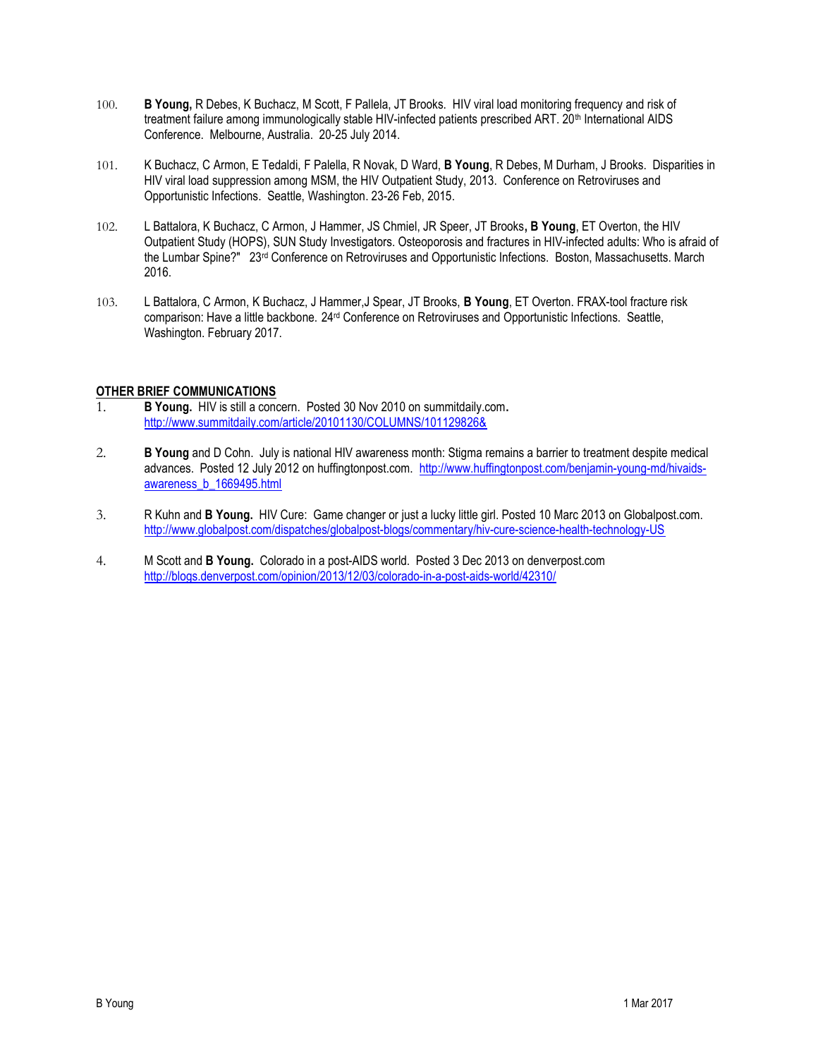100. **B Young,** R Debes, K Buchacz, M Scott, F Pallela, JT Brooks. HIV viral load monitoring frequency and risk of treatment failure among immunologically stable HIV-infected patients prescribed ART. 20th International AIDS Conference. Melbourne, Australia. 20-25 July 2014.

101. K Buchacz, C Armon, E Tedaldi, F Palella, R Novak, D Ward, **B Young**, R Debes, M Durham, J Brooks. Disparities in HIV viral load suppression among MSM, the HIV Outpatient Study, 2013. Conference on Retroviruses and Opportunistic Infections. Seattle, Washington. 23-26 Feb, 2015.

102. L Battalora, K Buchacz, C Armon, J Hammer, JS Chmiel, JR Speer, JT Brooks**, B Young**, ET Overton, the HIV Outpatient Study (HOPS), SUN Study Investigators. Osteoporosis and fractures in HIV-infected adults: Who is afraid of the Lumbar Spine?" 23rd Conference on Retroviruses and Opportunistic Infections. Boston, Massachusetts. March 2016.

103. L Battalora, C Armon, K Buchacz, J Hammer,J Spear, JT Brooks, **B Young**, ET Overton. FRAX-tool fracture risk comparison: Have a little backbone. 24rd Conference on Retroviruses and Opportunistic Infections. Seattle, Washington. February 2017.

**OTHER BRIEF COMMUNICATIONS**

1. **B Young.** HIV is still a concern. Posted 30 Nov 2010 on summitdaily.com**.** http://www.summitdaily.com/article/20101130/COLUMNS/101129826&

2. **B Young** and D Cohn. July is national HIV awareness month: Stigma remains a barrier to treatment despite medical advances. Posted 12 July 2012 on huffingtonpost.com. http://www.huffingtonpost.com/benjamin-young-md/hivaids-awareness_b_1669495.html

3. R Kuhn and **B Young.** HIV Cure: Game changer or just a lucky little girl. Posted 10 Marc 2013 on Globalpost.com. http://www.globalpost.com/dispatches/globalpost-blogs/commentary/hiv-cure-science-health-technology-US

4. M Scott and **B Young.** Colorado in a post-AIDS world. Posted 3 Dec 2013 on denverpost.com http://blogs.denverpost.com/opinion/2013/12/03/colorado-in-a-post-aids-world/42310/